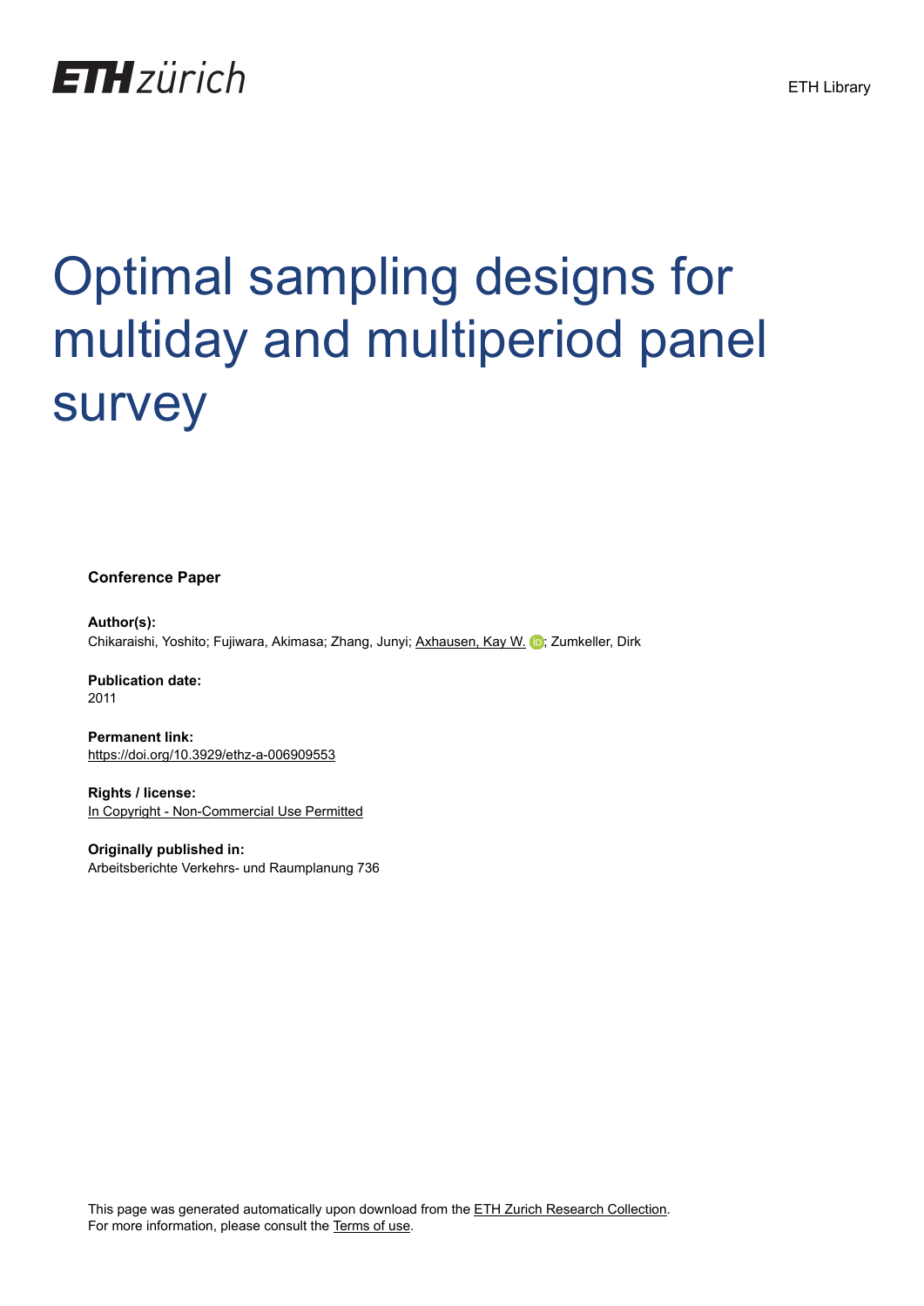ETH zürich

ETH Library

# Optimal sampling designs for multiday and multiperiod panel survey

**Conference Paper**

**Author(s):**
Chikaraishi, Yoshito; Fujiwara, Akimasa; Zhang, Junyi; Axhausen, Kay W.; Zumkeller, Dirk

**Publication date:**
2011

**Permanent link:**
https://doi.org/10.3929/ethz-a-006909553

**Rights / license:**
In Copyright - Non-Commercial Use Permitted

**Originally published in:**
Arbeitsberichte Verkehrs- und Raumplanung 736

This page was generated automatically upon download from the ETH Zurich Research Collection.
For more information, please consult the Terms of use.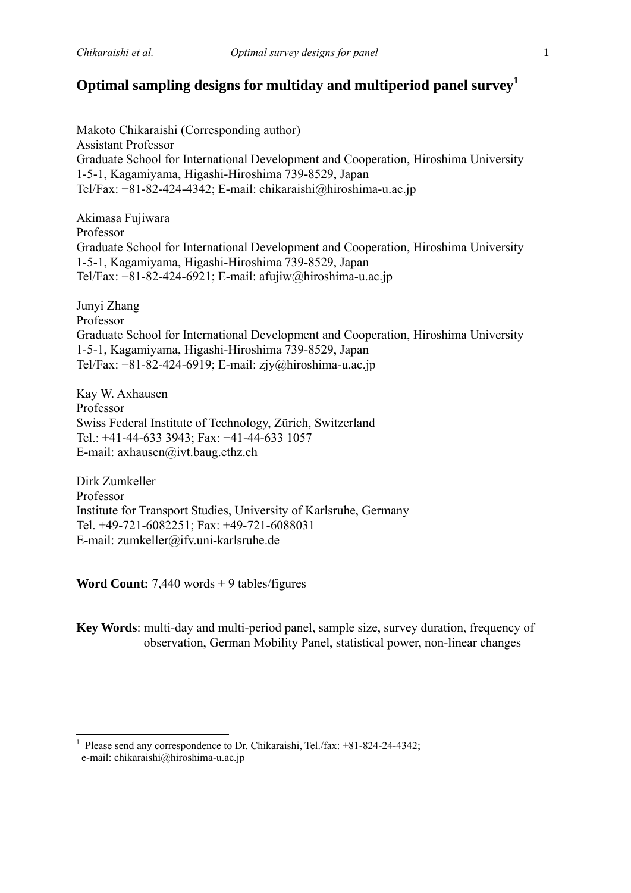# Optimal sampling designs for multiday and multiperiod panel survey[1]

Makoto Chikaraishi (Corresponding author)
Assistant Professor
Graduate School for International Development and Cooperation, Hiroshima University
1-5-1, Kagamiyama, Higashi-Hiroshima 739-8529, Japan
Tel/Fax: +81-82-424-4342; E-mail: chikaraishi@hiroshima-u.ac.jp

Akimasa Fujiwara
Professor
Graduate School for International Development and Cooperation, Hiroshima University
1-5-1, Kagamiyama, Higashi-Hiroshima 739-8529, Japan
Tel/Fax: +81-82-424-6921; E-mail: afujiw@hiroshima-u.ac.jp

Junyi Zhang
Professor
Graduate School for International Development and Cooperation, Hiroshima University
1-5-1, Kagamiyama, Higashi-Hiroshima 739-8529, Japan
Tel/Fax: +81-82-424-6919; E-mail: zjy@hiroshima-u.ac.jp

Kay W. Axhausen
Professor
Swiss Federal Institute of Technology, Zürich, Switzerland
Tel.: +41-44-633 3943; Fax: +41-44-633 1057
E-mail: axhausen@ivt.baug.ethz.ch

Dirk Zumkeller
Professor
Institute for Transport Studies, University of Karlsruhe, Germany
Tel. +49-721-6082251; Fax: +49-721-6088031
E-mail: zumkeller@ifv.uni-karlsruhe.de

**Word Count:** 7,440 words + 9 tables/figures

**Key Words**: multi-day and multi-period panel, sample size, survey duration, frequency of observation, German Mobility Panel, statistical power, non-linear changes

[1] Please send any correspondence to Dr. Chikaraishi, Tel./fax: +81-824-24-4342; e-mail: chikaraishi@hiroshima-u.ac.jp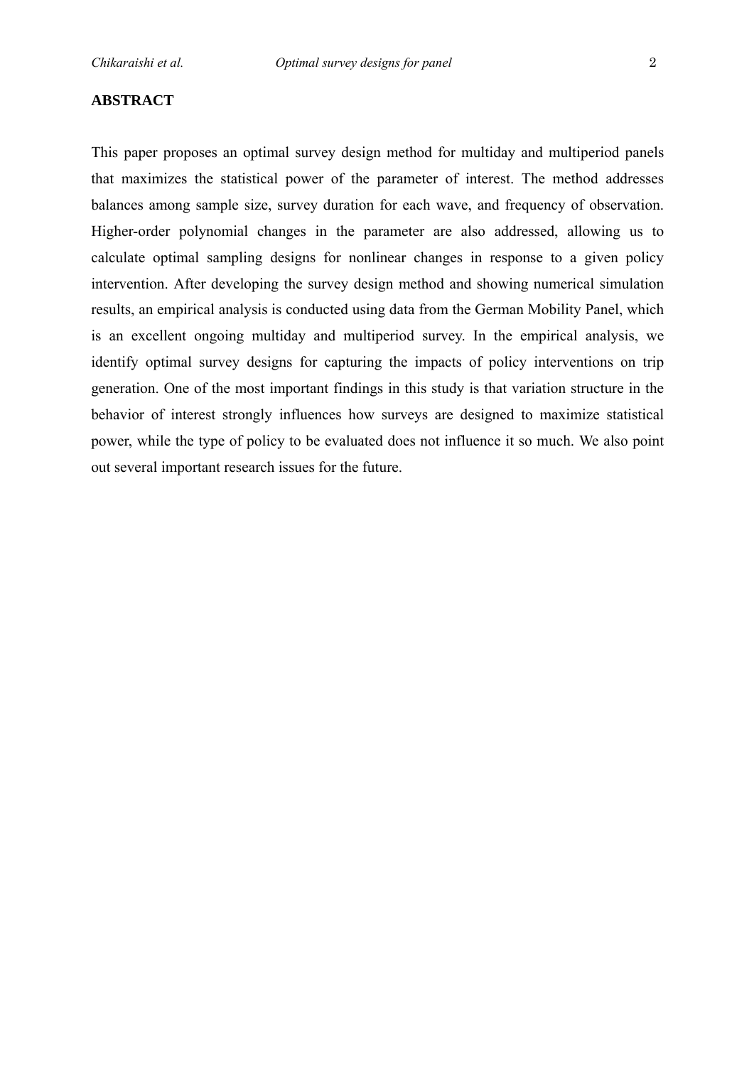## ABSTRACT

This paper proposes an optimal survey design method for multiday and multiperiod panels that maximizes the statistical power of the parameter of interest. The method addresses balances among sample size, survey duration for each wave, and frequency of observation. Higher-order polynomial changes in the parameter are also addressed, allowing us to calculate optimal sampling designs for nonlinear changes in response to a given policy intervention. After developing the survey design method and showing numerical simulation results, an empirical analysis is conducted using data from the German Mobility Panel, which is an excellent ongoing multiday and multiperiod survey. In the empirical analysis, we identify optimal survey designs for capturing the impacts of policy interventions on trip generation. One of the most important findings in this study is that variation structure in the behavior of interest strongly influences how surveys are designed to maximize statistical power, while the type of policy to be evaluated does not influence it so much. We also point out several important research issues for the future.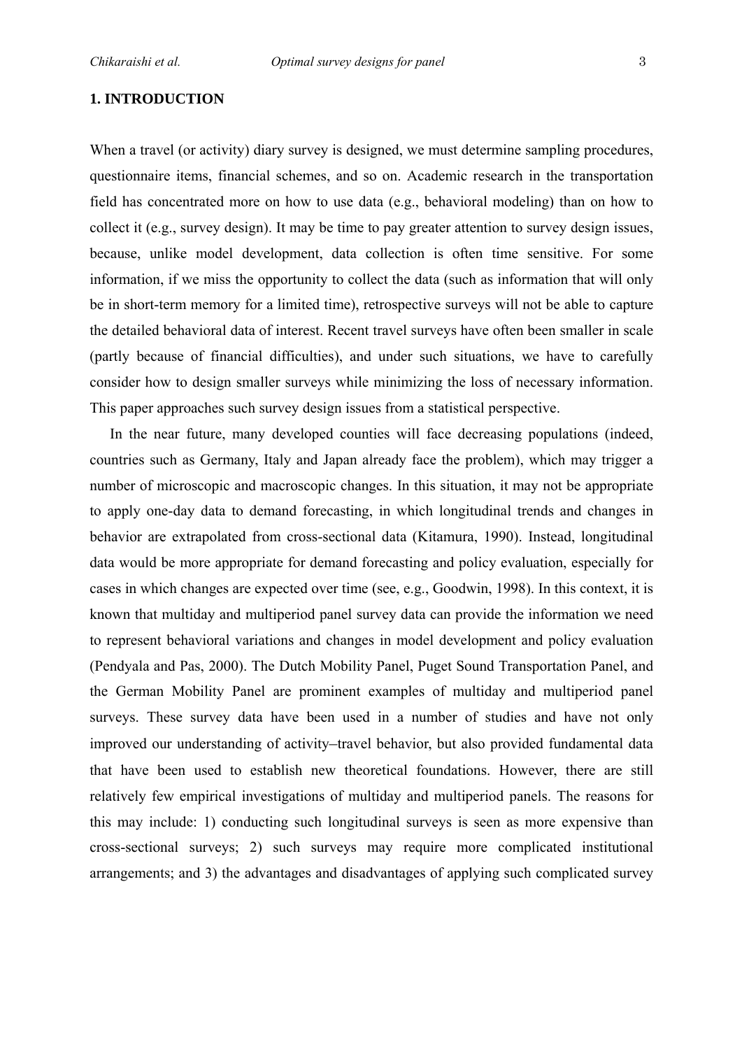## 1. INTRODUCTION

When a travel (or activity) diary survey is designed, we must determine sampling procedures, questionnaire items, financial schemes, and so on. Academic research in the transportation field has concentrated more on how to use data (e.g., behavioral modeling) than on how to collect it (e.g., survey design). It may be time to pay greater attention to survey design issues, because, unlike model development, data collection is often time sensitive. For some information, if we miss the opportunity to collect the data (such as information that will only be in short-term memory for a limited time), retrospective surveys will not be able to capture the detailed behavioral data of interest. Recent travel surveys have often been smaller in scale (partly because of financial difficulties), and under such situations, we have to carefully consider how to design smaller surveys while minimizing the loss of necessary information. This paper approaches such survey design issues from a statistical perspective.

In the near future, many developed counties will face decreasing populations (indeed, countries such as Germany, Italy and Japan already face the problem), which may trigger a number of microscopic and macroscopic changes. In this situation, it may not be appropriate to apply one-day data to demand forecasting, in which longitudinal trends and changes in behavior are extrapolated from cross-sectional data (Kitamura, 1990). Instead, longitudinal data would be more appropriate for demand forecasting and policy evaluation, especially for cases in which changes are expected over time (see, e.g., Goodwin, 1998). In this context, it is known that multiday and multiperiod panel survey data can provide the information we need to represent behavioral variations and changes in model development and policy evaluation (Pendyala and Pas, 2000). The Dutch Mobility Panel, Puget Sound Transportation Panel, and the German Mobility Panel are prominent examples of multiday and multiperiod panel surveys. These survey data have been used in a number of studies and have not only improved our understanding of activity–travel behavior, but also provided fundamental data that have been used to establish new theoretical foundations. However, there are still relatively few empirical investigations of multiday and multiperiod panels. The reasons for this may include: 1) conducting such longitudinal surveys is seen as more expensive than cross-sectional surveys; 2) such surveys may require more complicated institutional arrangements; and 3) the advantages and disadvantages of applying such complicated survey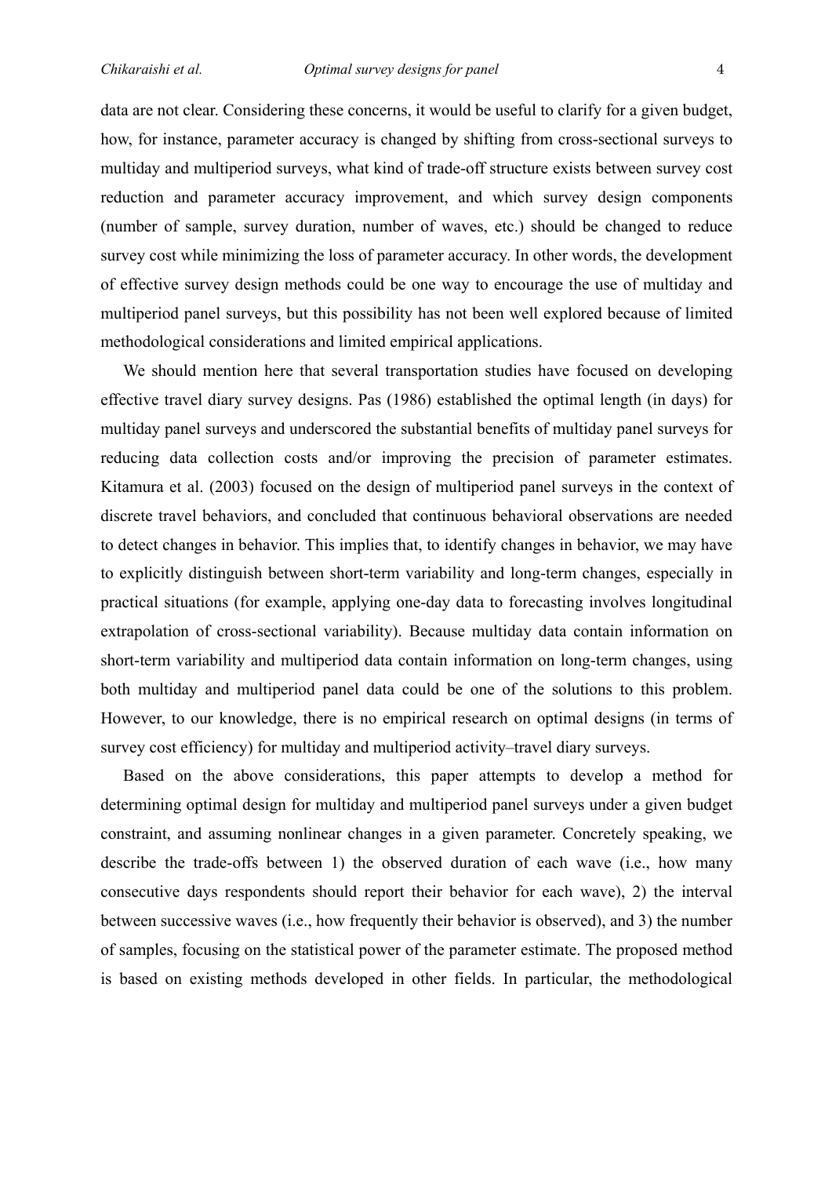data are not clear. Considering these concerns, it would be useful to clarify for a given budget, how, for instance, parameter accuracy is changed by shifting from cross-sectional surveys to multiday and multiperiod surveys, what kind of trade-off structure exists between survey cost reduction and parameter accuracy improvement, and which survey design components (number of sample, survey duration, number of waves, etc.) should be changed to reduce survey cost while minimizing the loss of parameter accuracy. In other words, the development of effective survey design methods could be one way to encourage the use of multiday and multiperiod panel surveys, but this possibility has not been well explored because of limited methodological considerations and limited empirical applications.

We should mention here that several transportation studies have focused on developing effective travel diary survey designs. Pas (1986) established the optimal length (in days) for multiday panel surveys and underscored the substantial benefits of multiday panel surveys for reducing data collection costs and/or improving the precision of parameter estimates. Kitamura et al. (2003) focused on the design of multiperiod panel surveys in the context of discrete travel behaviors, and concluded that continuous behavioral observations are needed to detect changes in behavior. This implies that, to identify changes in behavior, we may have to explicitly distinguish between short-term variability and long-term changes, especially in practical situations (for example, applying one-day data to forecasting involves longitudinal extrapolation of cross-sectional variability). Because multiday data contain information on short-term variability and multiperiod data contain information on long-term changes, using both multiday and multiperiod panel data could be one of the solutions to this problem. However, to our knowledge, there is no empirical research on optimal designs (in terms of survey cost efficiency) for multiday and multiperiod activity–travel diary surveys.

Based on the above considerations, this paper attempts to develop a method for determining optimal design for multiday and multiperiod panel surveys under a given budget constraint, and assuming nonlinear changes in a given parameter. Concretely speaking, we describe the trade-offs between 1) the observed duration of each wave (i.e., how many consecutive days respondents should report their behavior for each wave), 2) the interval between successive waves (i.e., how frequently their behavior is observed), and 3) the number of samples, focusing on the statistical power of the parameter estimate. The proposed method is based on existing methods developed in other fields. In particular, the methodological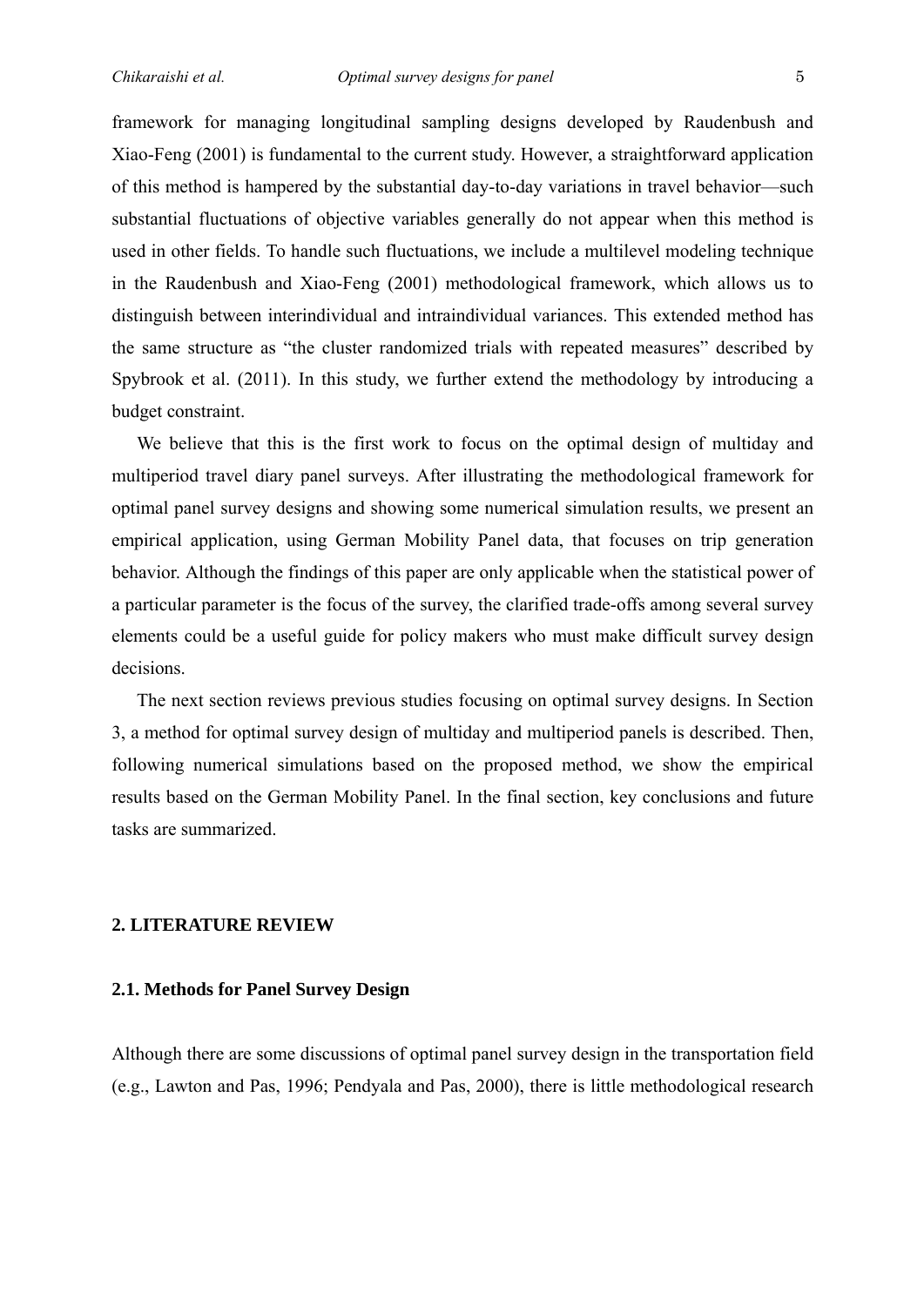framework for managing longitudinal sampling designs developed by Raudenbush and Xiao-Feng (2001) is fundamental to the current study. However, a straightforward application of this method is hampered by the substantial day-to-day variations in travel behavior—such substantial fluctuations of objective variables generally do not appear when this method is used in other fields. To handle such fluctuations, we include a multilevel modeling technique in the Raudenbush and Xiao-Feng (2001) methodological framework, which allows us to distinguish between interindividual and intraindividual variances. This extended method has the same structure as "the cluster randomized trials with repeated measures" described by Spybrook et al. (2011). In this study, we further extend the methodology by introducing a budget constraint.

We believe that this is the first work to focus on the optimal design of multiday and multiperiod travel diary panel surveys. After illustrating the methodological framework for optimal panel survey designs and showing some numerical simulation results, we present an empirical application, using German Mobility Panel data, that focuses on trip generation behavior. Although the findings of this paper are only applicable when the statistical power of a particular parameter is the focus of the survey, the clarified trade-offs among several survey elements could be a useful guide for policy makers who must make difficult survey design decisions.

The next section reviews previous studies focusing on optimal survey designs. In Section 3, a method for optimal survey design of multiday and multiperiod panels is described. Then, following numerical simulations based on the proposed method, we show the empirical results based on the German Mobility Panel. In the final section, key conclusions and future tasks are summarized.

## 2. LITERATURE REVIEW

### 2.1. Methods for Panel Survey Design

Although there are some discussions of optimal panel survey design in the transportation field (e.g., Lawton and Pas, 1996; Pendyala and Pas, 2000), there is little methodological research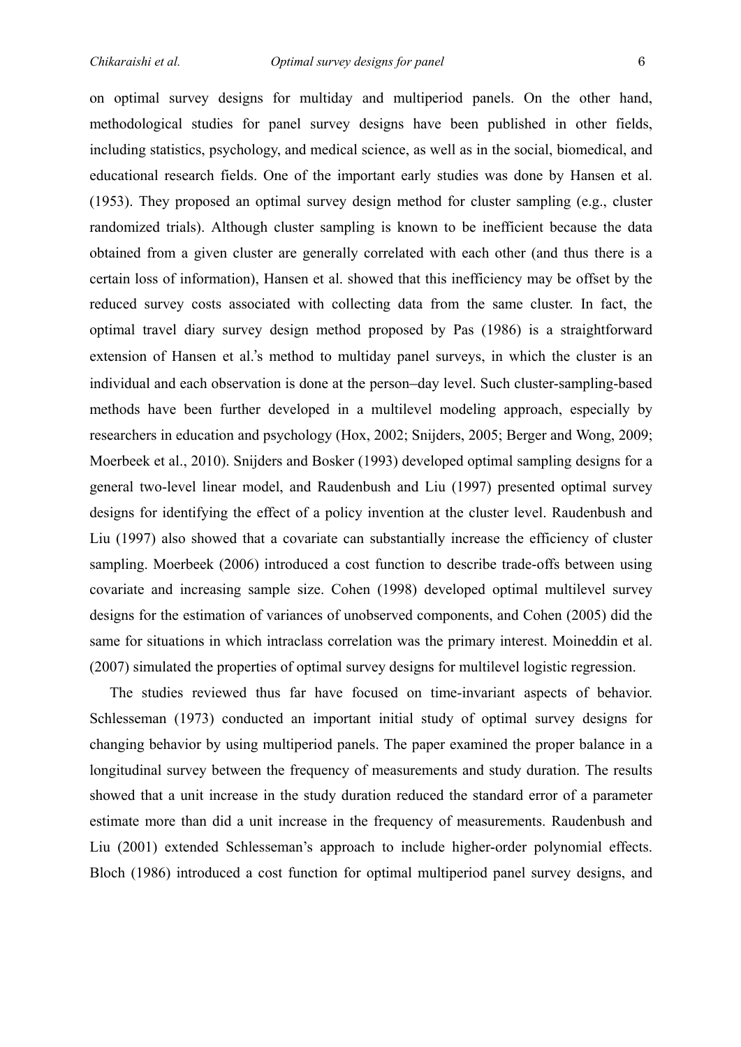on optimal survey designs for multiday and multiperiod panels. On the other hand, methodological studies for panel survey designs have been published in other fields, including statistics, psychology, and medical science, as well as in the social, biomedical, and educational research fields. One of the important early studies was done by Hansen et al. (1953). They proposed an optimal survey design method for cluster sampling (e.g., cluster randomized trials). Although cluster sampling is known to be inefficient because the data obtained from a given cluster are generally correlated with each other (and thus there is a certain loss of information), Hansen et al. showed that this inefficiency may be offset by the reduced survey costs associated with collecting data from the same cluster. In fact, the optimal travel diary survey design method proposed by Pas (1986) is a straightforward extension of Hansen et al.'s method to multiday panel surveys, in which the cluster is an individual and each observation is done at the person–day level. Such cluster-sampling-based methods have been further developed in a multilevel modeling approach, especially by researchers in education and psychology (Hox, 2002; Snijders, 2005; Berger and Wong, 2009; Moerbeek et al., 2010). Snijders and Bosker (1993) developed optimal sampling designs for a general two-level linear model, and Raudenbush and Liu (1997) presented optimal survey designs for identifying the effect of a policy invention at the cluster level. Raudenbush and Liu (1997) also showed that a covariate can substantially increase the efficiency of cluster sampling. Moerbeek (2006) introduced a cost function to describe trade-offs between using covariate and increasing sample size. Cohen (1998) developed optimal multilevel survey designs for the estimation of variances of unobserved components, and Cohen (2005) did the same for situations in which intraclass correlation was the primary interest. Moineddin et al. (2007) simulated the properties of optimal survey designs for multilevel logistic regression.

The studies reviewed thus far have focused on time-invariant aspects of behavior. Schlesseman (1973) conducted an important initial study of optimal survey designs for changing behavior by using multiperiod panels. The paper examined the proper balance in a longitudinal survey between the frequency of measurements and study duration. The results showed that a unit increase in the study duration reduced the standard error of a parameter estimate more than did a unit increase in the frequency of measurements. Raudenbush and Liu (2001) extended Schlesseman's approach to include higher-order polynomial effects. Bloch (1986) introduced a cost function for optimal multiperiod panel survey designs, and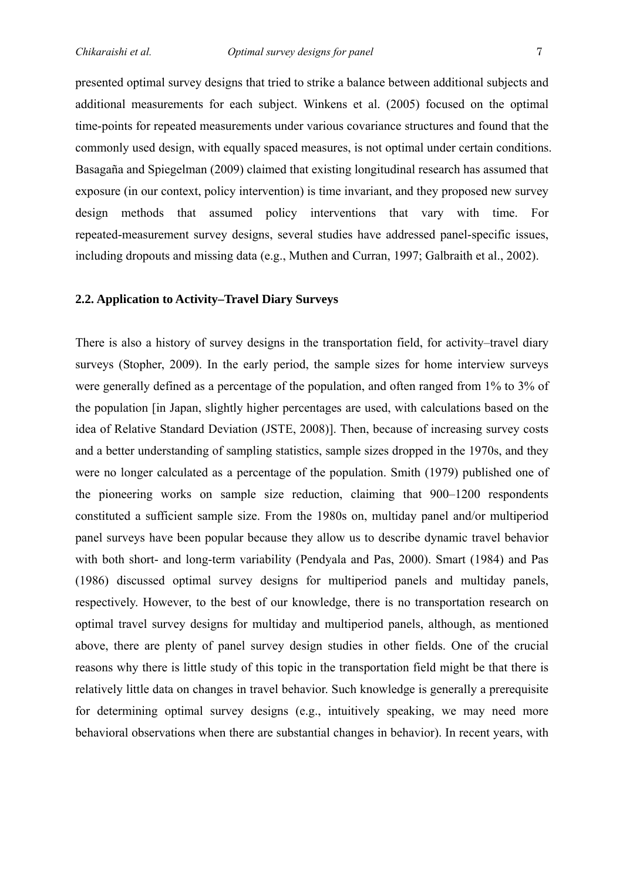presented optimal survey designs that tried to strike a balance between additional subjects and additional measurements for each subject. Winkens et al. (2005) focused on the optimal time-points for repeated measurements under various covariance structures and found that the commonly used design, with equally spaced measures, is not optimal under certain conditions. Basagaña and Spiegelman (2009) claimed that existing longitudinal research has assumed that exposure (in our context, policy intervention) is time invariant, and they proposed new survey design methods that assumed policy interventions that vary with time. For repeated-measurement survey designs, several studies have addressed panel-specific issues, including dropouts and missing data (e.g., Muthen and Curran, 1997; Galbraith et al., 2002).

## 2.2. Application to Activity–Travel Diary Surveys

There is also a history of survey designs in the transportation field, for activity–travel diary surveys (Stopher, 2009). In the early period, the sample sizes for home interview surveys were generally defined as a percentage of the population, and often ranged from 1% to 3% of the population [in Japan, slightly higher percentages are used, with calculations based on the idea of Relative Standard Deviation (JSTE, 2008)]. Then, because of increasing survey costs and a better understanding of sampling statistics, sample sizes dropped in the 1970s, and they were no longer calculated as a percentage of the population. Smith (1979) published one of the pioneering works on sample size reduction, claiming that 900–1200 respondents constituted a sufficient sample size. From the 1980s on, multiday panel and/or multiperiod panel surveys have been popular because they allow us to describe dynamic travel behavior with both short- and long-term variability (Pendyala and Pas, 2000). Smart (1984) and Pas (1986) discussed optimal survey designs for multiperiod panels and multiday panels, respectively. However, to the best of our knowledge, there is no transportation research on optimal travel survey designs for multiday and multiperiod panels, although, as mentioned above, there are plenty of panel survey design studies in other fields. One of the crucial reasons why there is little study of this topic in the transportation field might be that there is relatively little data on changes in travel behavior. Such knowledge is generally a prerequisite for determining optimal survey designs (e.g., intuitively speaking, we may need more behavioral observations when there are substantial changes in behavior). In recent years, with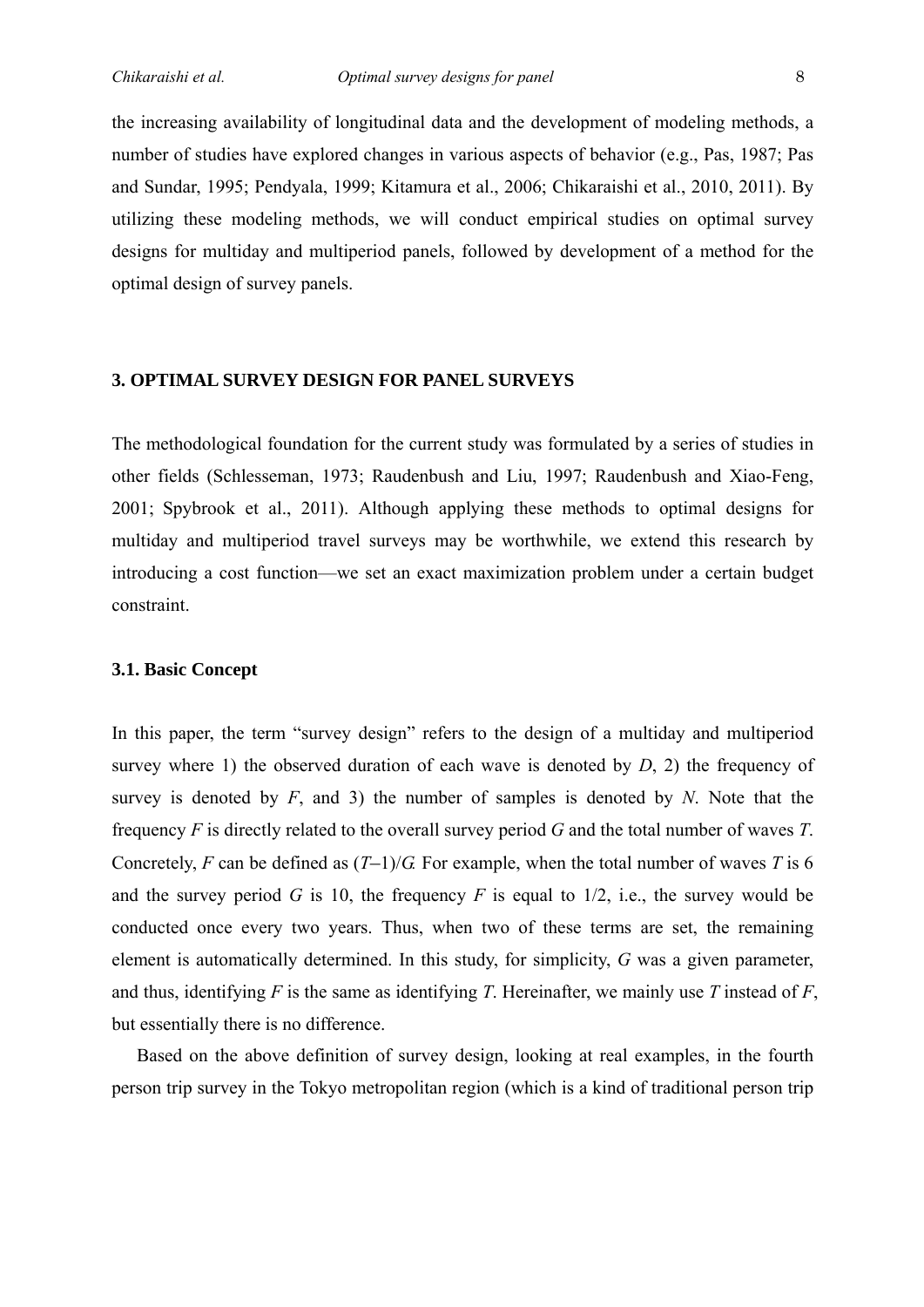the increasing availability of longitudinal data and the development of modeling methods, a number of studies have explored changes in various aspects of behavior (e.g., Pas, 1987; Pas and Sundar, 1995; Pendyala, 1999; Kitamura et al., 2006; Chikaraishi et al., 2010, 2011). By utilizing these modeling methods, we will conduct empirical studies on optimal survey designs for multiday and multiperiod panels, followed by development of a method for the optimal design of survey panels.

## 3. OPTIMAL SURVEY DESIGN FOR PANEL SURVEYS

The methodological foundation for the current study was formulated by a series of studies in other fields (Schlesseman, 1973; Raudenbush and Liu, 1997; Raudenbush and Xiao-Feng, 2001; Spybrook et al., 2011). Although applying these methods to optimal designs for multiday and multiperiod travel surveys may be worthwhile, we extend this research by introducing a cost function—we set an exact maximization problem under a certain budget constraint.

### 3.1. Basic Concept

In this paper, the term "survey design" refers to the design of a multiday and multiperiod survey where 1) the observed duration of each wave is denoted by $D$, 2) the frequency of survey is denoted by $F$, and 3) the number of samples is denoted by $N$. Note that the frequency $F$ is directly related to the overall survey period $G$ and the total number of waves $T$. Concretely, $F$ can be defined as $(T-1)/G$. For example, when the total number of waves $T$ is 6 and the survey period $G$ is 10, the frequency $F$ is equal to 1/2, i.e., the survey would be conducted once every two years. Thus, when two of these terms are set, the remaining element is automatically determined. In this study, for simplicity, $G$ was a given parameter, and thus, identifying $F$ is the same as identifying $T$. Hereinafter, we mainly use $T$ instead of $F$, but essentially there is no difference.

Based on the above definition of survey design, looking at real examples, in the fourth person trip survey in the Tokyo metropolitan region (which is a kind of traditional person trip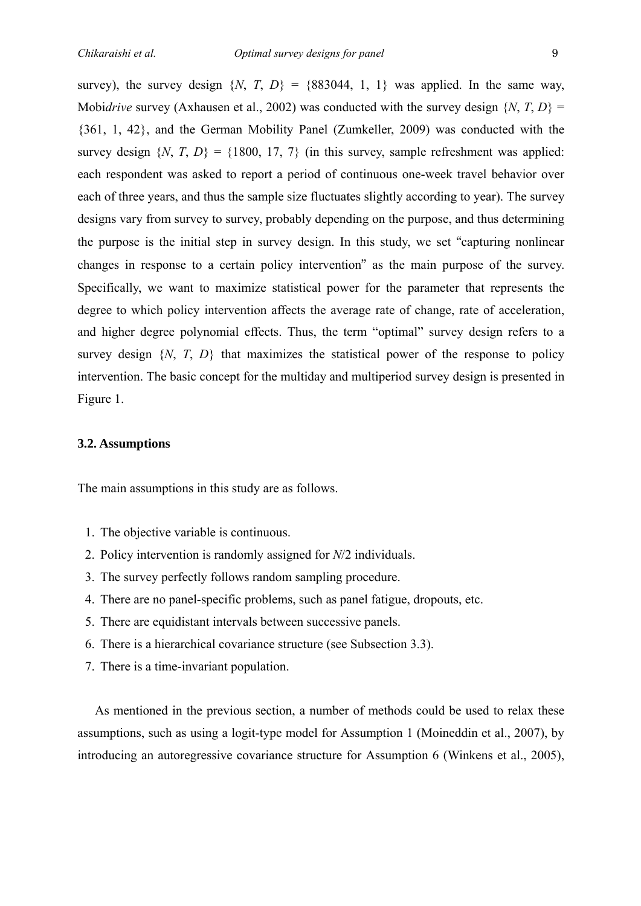survey), the survey design {$N$, $T$, $D$} = {883044, 1, 1} was applied. In the same way, Mobi*drive* survey (Axhausen et al., 2002) was conducted with the survey design {$N$, $T$, $D$} = {361, 1, 42}, and the German Mobility Panel (Zumkeller, 2009) was conducted with the survey design {$N$, $T$, $D$} = {1800, 17, 7} (in this survey, sample refreshment was applied: each respondent was asked to report a period of continuous one-week travel behavior over each of three years, and thus the sample size fluctuates slightly according to year). The survey designs vary from survey to survey, probably depending on the purpose, and thus determining the purpose is the initial step in survey design. In this study, we set "capturing nonlinear changes in response to a certain policy intervention" as the main purpose of the survey. Specifically, we want to maximize statistical power for the parameter that represents the degree to which policy intervention affects the average rate of change, rate of acceleration, and higher degree polynomial effects. Thus, the term "optimal" survey design refers to a survey design {$N$, $T$, $D$} that maximizes the statistical power of the response to policy intervention. The basic concept for the multiday and multiperiod survey design is presented in Figure 1.

### 3.2. Assumptions

The main assumptions in this study are as follows.

1. The objective variable is continuous.
2. Policy intervention is randomly assigned for $N$/2 individuals.
3. The survey perfectly follows random sampling procedure.
4. There are no panel-specific problems, such as panel fatigue, dropouts, etc.
5. There are equidistant intervals between successive panels.
6. There is a hierarchical covariance structure (see Subsection 3.3).
7. There is a time-invariant population.

As mentioned in the previous section, a number of methods could be used to relax these assumptions, such as using a logit-type model for Assumption 1 (Moineddin et al., 2007), by introducing an autoregressive covariance structure for Assumption 6 (Winkens et al., 2005),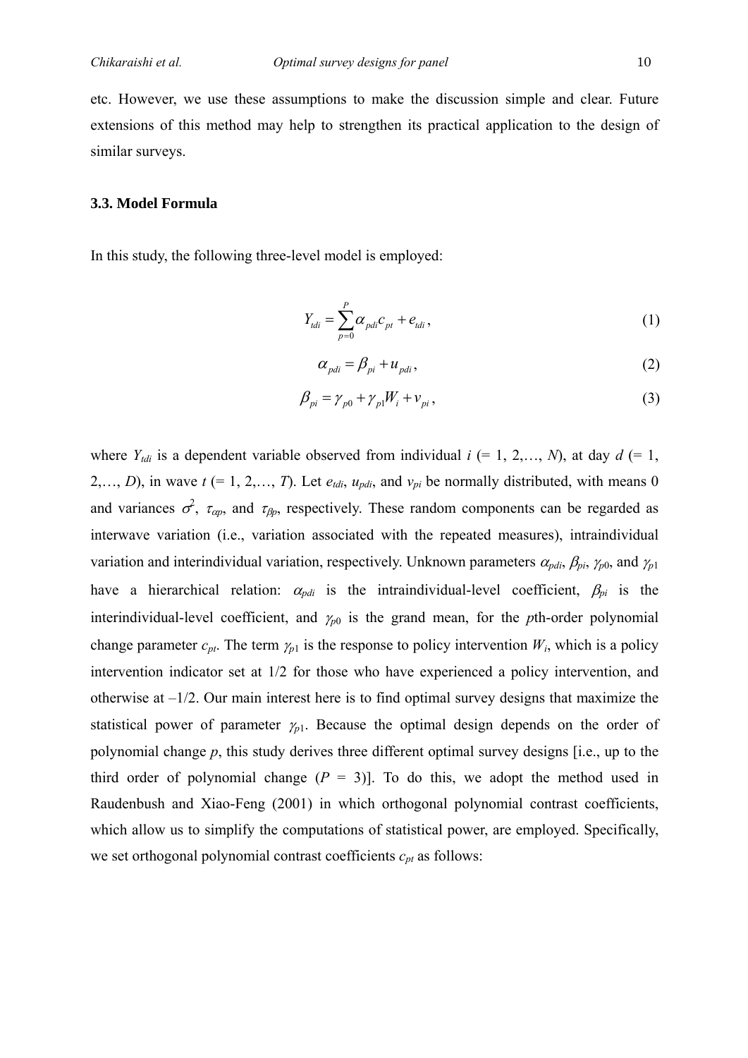etc. However, we use these assumptions to make the discussion simple and clear. Future extensions of this method may help to strengthen its practical application to the design of similar surveys.

### 3.3. Model Formula

In this study, the following three-level model is employed:

$$Y_{tdi} = \sum_{p=0}^{P} \alpha_{pdi} c_{pt} + e_{tdi}, \tag{1}$$

$$\alpha_{pdi} = \beta_{pi} + u_{pdi}, \tag{2}$$

$$\beta_{pi} = \gamma_{p0} + \gamma_{p1} W_i + v_{pi}, \tag{3}$$

where $Y_{tdi}$ is a dependent variable observed from individual $i$ (= 1, 2,…, $N$), at day $d$ (= 1, 2,…, $D$), in wave $t$ (= 1, 2,…, $T$). Let $e_{tdi}$, $u_{pdi}$, and $v_{pi}$ be normally distributed, with means 0 and variances $\sigma^2$, $\tau_{\alpha p}$, and $\tau_{\beta p}$, respectively. These random components can be regarded as interwave variation (i.e., variation associated with the repeated measures), intraindividual variation and interindividual variation, respectively. Unknown parameters $\alpha_{pdi}$, $\beta_{pi}$, $\gamma_{p0}$, and $\gamma_{p1}$ have a hierarchical relation: $\alpha_{pdi}$ is the intraindividual-level coefficient, $\beta_{pi}$ is the interindividual-level coefficient, and $\gamma_{p0}$ is the grand mean, for the $p$th-order polynomial change parameter $c_{pt}$. The term $\gamma_{p1}$ is the response to policy intervention $W_i$, which is a policy intervention indicator set at 1/2 for those who have experienced a policy intervention, and otherwise at –1/2. Our main interest here is to find optimal survey designs that maximize the statistical power of parameter $\gamma_{p1}$. Because the optimal design depends on the order of polynomial change $p$, this study derives three different optimal survey designs [i.e., up to the third order of polynomial change ($P$ = 3)]. To do this, we adopt the method used in Raudenbush and Xiao-Feng (2001) in which orthogonal polynomial contrast coefficients, which allow us to simplify the computations of statistical power, are employed. Specifically, we set orthogonal polynomial contrast coefficients $c_{pt}$ as follows: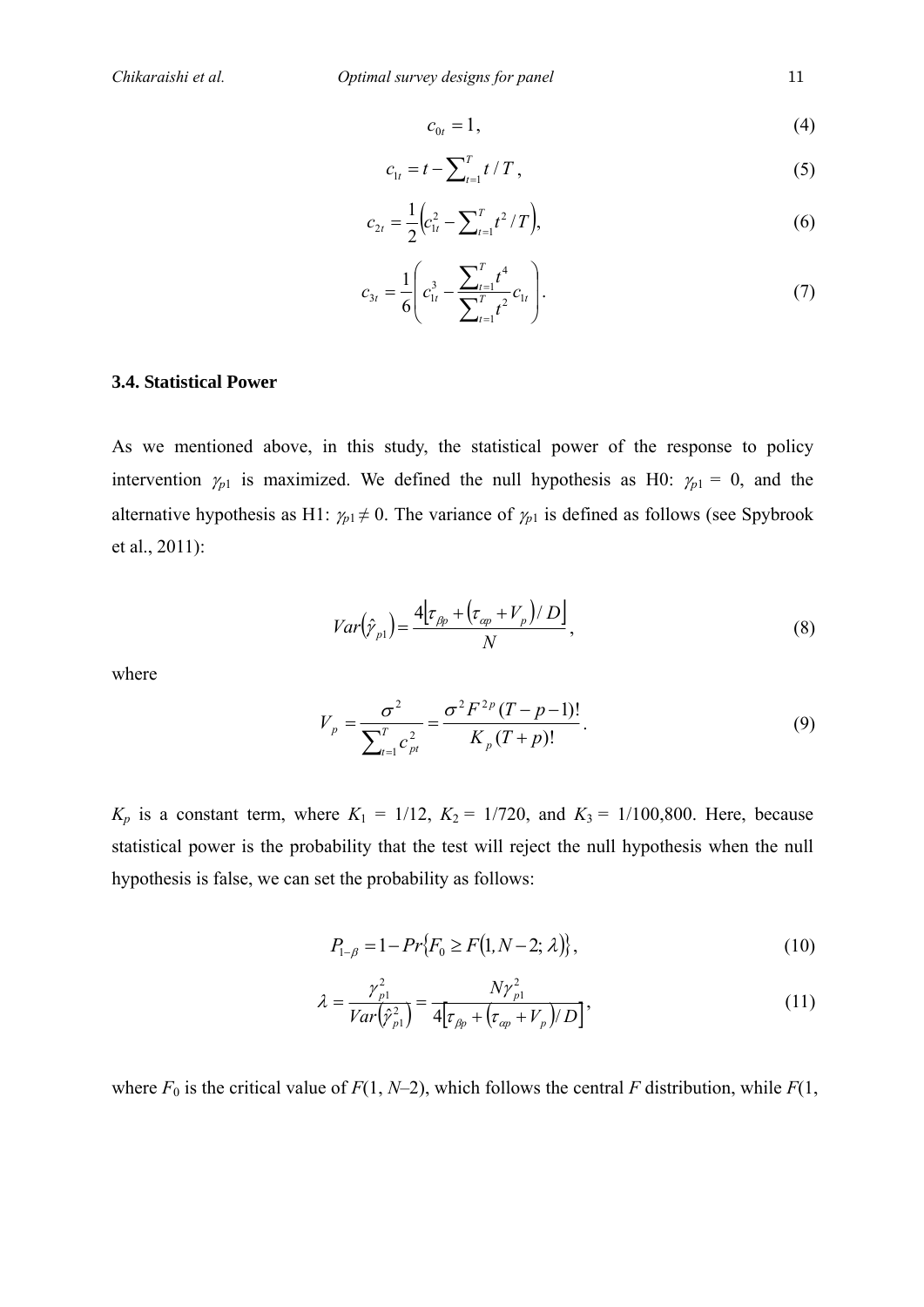$$c_{0t} = 1, \tag{4}$$

$$c_{1t} = t - \sum_{t=1}^{T} t / T, \tag{5}$$

$$c_{2t} = \frac{1}{2}\left(c_{1t}^2 - \sum_{t=1}^{T} t^2 / T\right), \tag{6}$$

$$c_{3t} = \frac{1}{6}\left(c_{1t}^3 - \frac{\sum_{t=1}^{T} t^4}{\sum_{t=1}^{T} t^2} c_{1t}\right). \tag{7}$$

### 3.4. Statistical Power

As we mentioned above, in this study, the statistical power of the response to policy intervention $\gamma_{p1}$ is maximized. We defined the null hypothesis as H0: $\gamma_{p1} = 0$, and the alternative hypothesis as H1: $\gamma_{p1} \neq 0$. The variance of $\gamma_{p1}$ is defined as follows (see Spybrook et al., 2011):

$$Var(\hat{\gamma}_{p1}) = \frac{4\left[\tau_{\beta p} + (\tau_{\alpha p} + V_p)/D\right]}{N}, \tag{8}$$

where

$$V_p = \frac{\sigma^2}{\sum_{t=1}^{T} c_{pt}^2} = \frac{\sigma^2 F^{2p} (T-p-1)!}{K_p (T+p)!}. \tag{9}$$

$K_p$ is a constant term, where $K_1$ = 1/12, $K_2$ = 1/720, and $K_3$ = 1/100,800. Here, because statistical power is the probability that the test will reject the null hypothesis when the null hypothesis is false, we can set the probability as follows:

$$P_{1-\beta} = 1 - Pr\{F_0 \geq F(1, N-2; \lambda)\}, \tag{10}$$

$$\lambda = \frac{\gamma_{p1}^2}{Var(\hat{\gamma}_{p1}^2)} = \frac{N\gamma_{p1}^2}{4\left[\tau_{\beta p} + (\tau_{\alpha p} + V_p)/D\right]}, \tag{11}$$

where $F_0$ is the critical value of $F(1, N–2)$, which follows the central $F$ distribution, while $F$(1,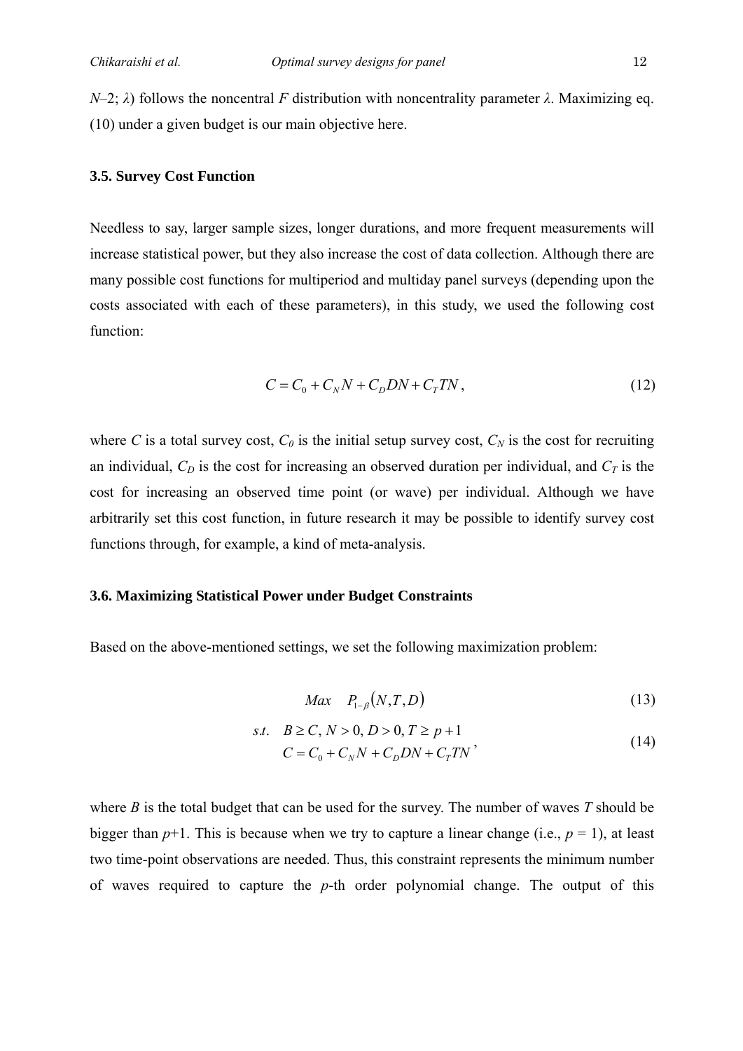$N$–2; $\lambda$) follows the noncentral $F$ distribution with noncentrality parameter $\lambda$. Maximizing eq. (10) under a given budget is our main objective here.

### 3.5. Survey Cost Function

Needless to say, larger sample sizes, longer durations, and more frequent measurements will increase statistical power, but they also increase the cost of data collection. Although there are many possible cost functions for multiperiod and multiday panel surveys (depending upon the costs associated with each of these parameters), in this study, we used the following cost function:

$$C = C_0 + C_N N + C_D DN + C_T TN \,, \tag{12}$$

where $C$ is a total survey cost, $C_0$ is the initial setup survey cost, $C_N$ is the cost for recruiting an individual, $C_D$ is the cost for increasing an observed duration per individual, and $C_T$ is the cost for increasing an observed time point (or wave) per individual. Although we have arbitrarily set this cost function, in future research it may be possible to identify survey cost functions through, for example, a kind of meta-analysis.

### 3.6. Maximizing Statistical Power under Budget Constraints

Based on the above-mentioned settings, we set the following maximization problem:

$$Max \quad P_{1-\beta}(N, T, D) \tag{13}$$

$$\begin{aligned} s.t. \quad & B \geq C,\, N > 0,\, D > 0,\, T \geq p+1 \\ & C = C_0 + C_N N + C_D DN + C_T TN \end{aligned}, \tag{14}$$

where $B$ is the total budget that can be used for the survey. The number of waves $T$ should be bigger than $p$+1. This is because when we try to capture a linear change (i.e., $p$ = 1), at least two time-point observations are needed. Thus, this constraint represents the minimum number of waves required to capture the $p$-th order polynomial change. The output of this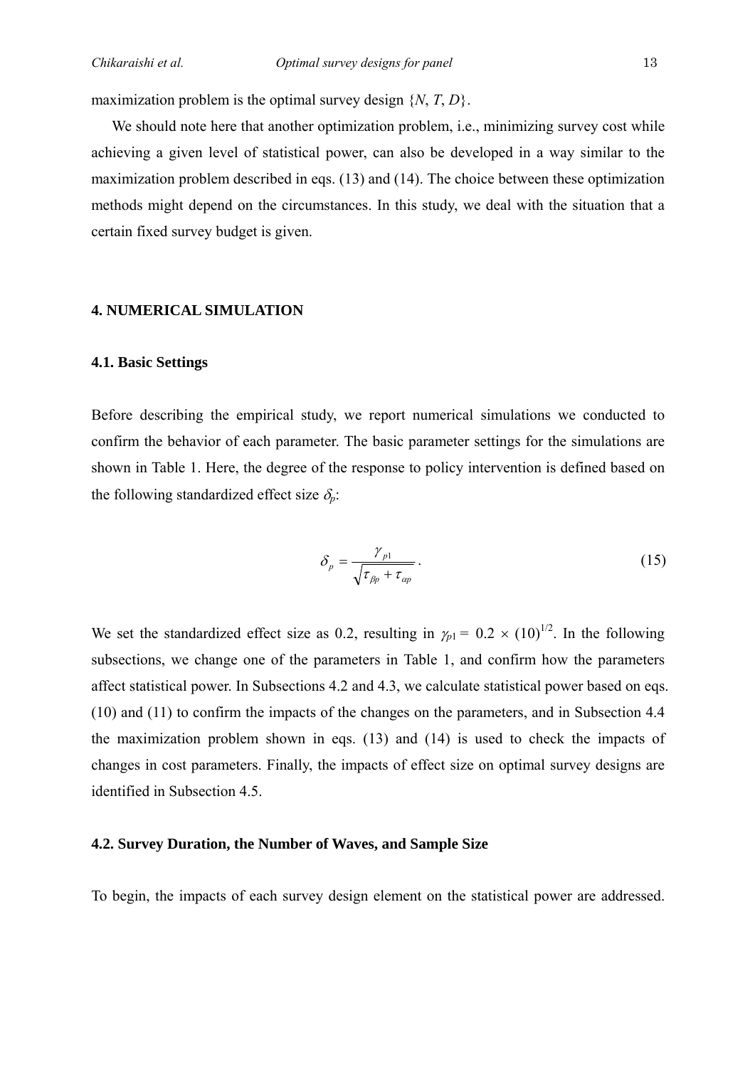maximization problem is the optimal survey design $\{N, T, D\}$.

We should note here that another optimization problem, i.e., minimizing survey cost while achieving a given level of statistical power, can also be developed in a way similar to the maximization problem described in eqs. (13) and (14). The choice between these optimization methods might depend on the circumstances. In this study, we deal with the situation that a certain fixed survey budget is given.

## 4. NUMERICAL SIMULATION

### 4.1. Basic Settings

Before describing the empirical study, we report numerical simulations we conducted to confirm the behavior of each parameter. The basic parameter settings for the simulations are shown in Table 1. Here, the degree of the response to policy intervention is defined based on the following standardized effect size $\delta_p$:

$$\delta_p = \frac{\gamma_{p1}}{\sqrt{\tau_{\beta p} + \tau_{\alpha p}}}. \tag{15}$$

We set the standardized effect size as 0.2, resulting in $\gamma_{p1} = 0.2 \times (10)^{1/2}$. In the following subsections, we change one of the parameters in Table 1, and confirm how the parameters affect statistical power. In Subsections 4.2 and 4.3, we calculate statistical power based on eqs. (10) and (11) to confirm the impacts of the changes on the parameters, and in Subsection 4.4 the maximization problem shown in eqs. (13) and (14) is used to check the impacts of changes in cost parameters. Finally, the impacts of effect size on optimal survey designs are identified in Subsection 4.5.

### 4.2. Survey Duration, the Number of Waves, and Sample Size

To begin, the impacts of each survey design element on the statistical power are addressed.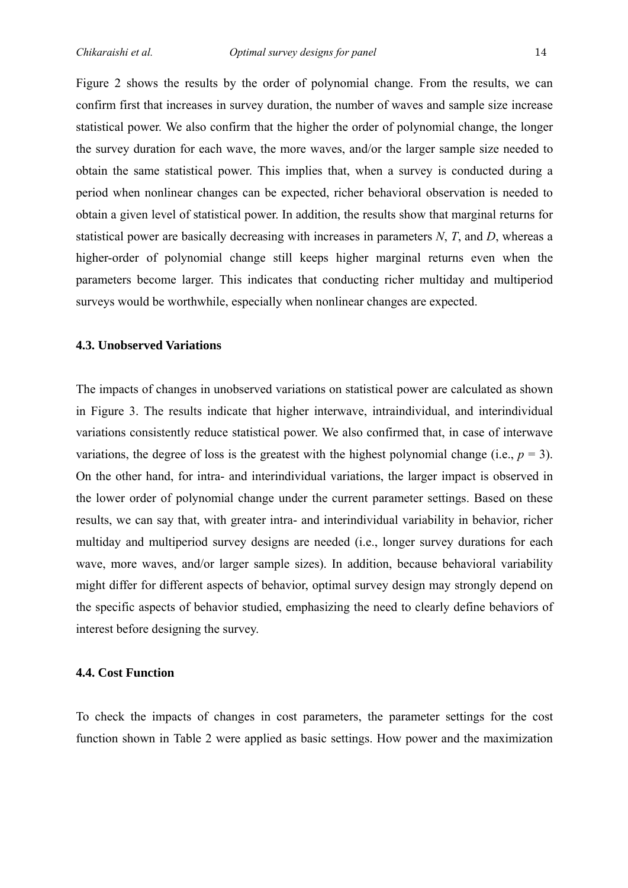Figure 2 shows the results by the order of polynomial change. From the results, we can confirm first that increases in survey duration, the number of waves and sample size increase statistical power. We also confirm that the higher the order of polynomial change, the longer the survey duration for each wave, the more waves, and/or the larger sample size needed to obtain the same statistical power. This implies that, when a survey is conducted during a period when nonlinear changes can be expected, richer behavioral observation is needed to obtain a given level of statistical power. In addition, the results show that marginal returns for statistical power are basically decreasing with increases in parameters $N$, $T$, and $D$, whereas a higher-order of polynomial change still keeps higher marginal returns even when the parameters become larger. This indicates that conducting richer multiday and multiperiod surveys would be worthwhile, especially when nonlinear changes are expected.

### 4.3. Unobserved Variations

The impacts of changes in unobserved variations on statistical power are calculated as shown in Figure 3. The results indicate that higher interwave, intraindividual, and interindividual variations consistently reduce statistical power. We also confirmed that, in case of interwave variations, the degree of loss is the greatest with the highest polynomial change (i.e., $p = 3$). On the other hand, for intra- and interindividual variations, the larger impact is observed in the lower order of polynomial change under the current parameter settings. Based on these results, we can say that, with greater intra- and interindividual variability in behavior, richer multiday and multiperiod survey designs are needed (i.e., longer survey durations for each wave, more waves, and/or larger sample sizes). In addition, because behavioral variability might differ for different aspects of behavior, optimal survey design may strongly depend on the specific aspects of behavior studied, emphasizing the need to clearly define behaviors of interest before designing the survey.

### 4.4. Cost Function

To check the impacts of changes in cost parameters, the parameter settings for the cost function shown in Table 2 were applied as basic settings. How power and the maximization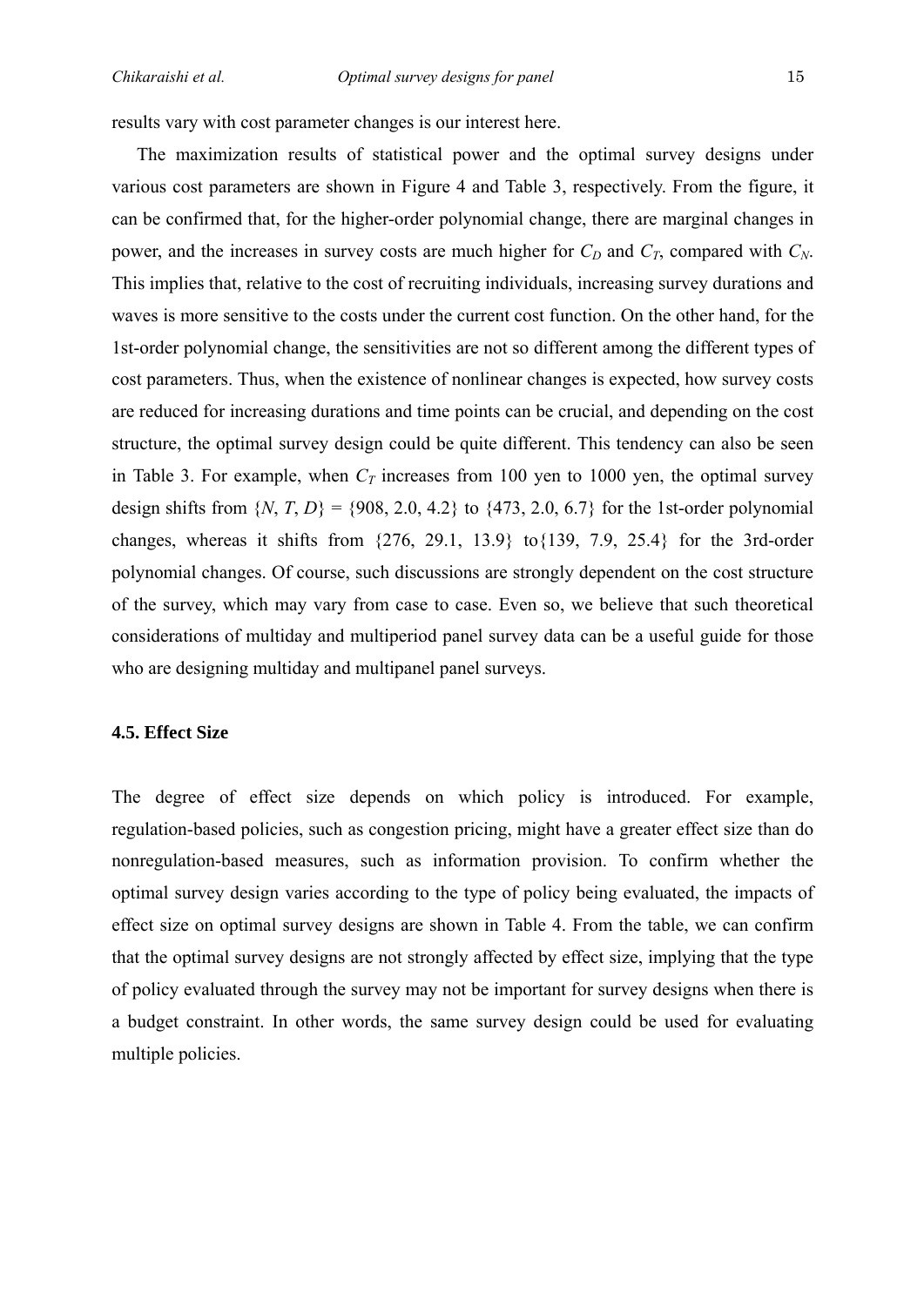results vary with cost parameter changes is our interest here.

The maximization results of statistical power and the optimal survey designs under various cost parameters are shown in Figure 4 and Table 3, respectively. From the figure, it can be confirmed that, for the higher-order polynomial change, there are marginal changes in power, and the increases in survey costs are much higher for $C_D$ and $C_T$, compared with $C_N$. This implies that, relative to the cost of recruiting individuals, increasing survey durations and waves is more sensitive to the costs under the current cost function. On the other hand, for the 1st-order polynomial change, the sensitivities are not so different among the different types of cost parameters. Thus, when the existence of nonlinear changes is expected, how survey costs are reduced for increasing durations and time points can be crucial, and depending on the cost structure, the optimal survey design could be quite different. This tendency can also be seen in Table 3. For example, when $C_T$ increases from 100 yen to 1000 yen, the optimal survey design shifts from {$N$, $T$, $D$} = {908, 2.0, 4.2} to {473, 2.0, 6.7} for the 1st-order polynomial changes, whereas it shifts from {276, 29.1, 13.9} to{139, 7.9, 25.4} for the 3rd-order polynomial changes. Of course, such discussions are strongly dependent on the cost structure of the survey, which may vary from case to case. Even so, we believe that such theoretical considerations of multiday and multiperiod panel survey data can be a useful guide for those who are designing multiday and multipanel panel surveys.

### 4.5. Effect Size

The degree of effect size depends on which policy is introduced. For example, regulation-based policies, such as congestion pricing, might have a greater effect size than do nonregulation-based measures, such as information provision. To confirm whether the optimal survey design varies according to the type of policy being evaluated, the impacts of effect size on optimal survey designs are shown in Table 4. From the table, we can confirm that the optimal survey designs are not strongly affected by effect size, implying that the type of policy evaluated through the survey may not be important for survey designs when there is a budget constraint. In other words, the same survey design could be used for evaluating multiple policies.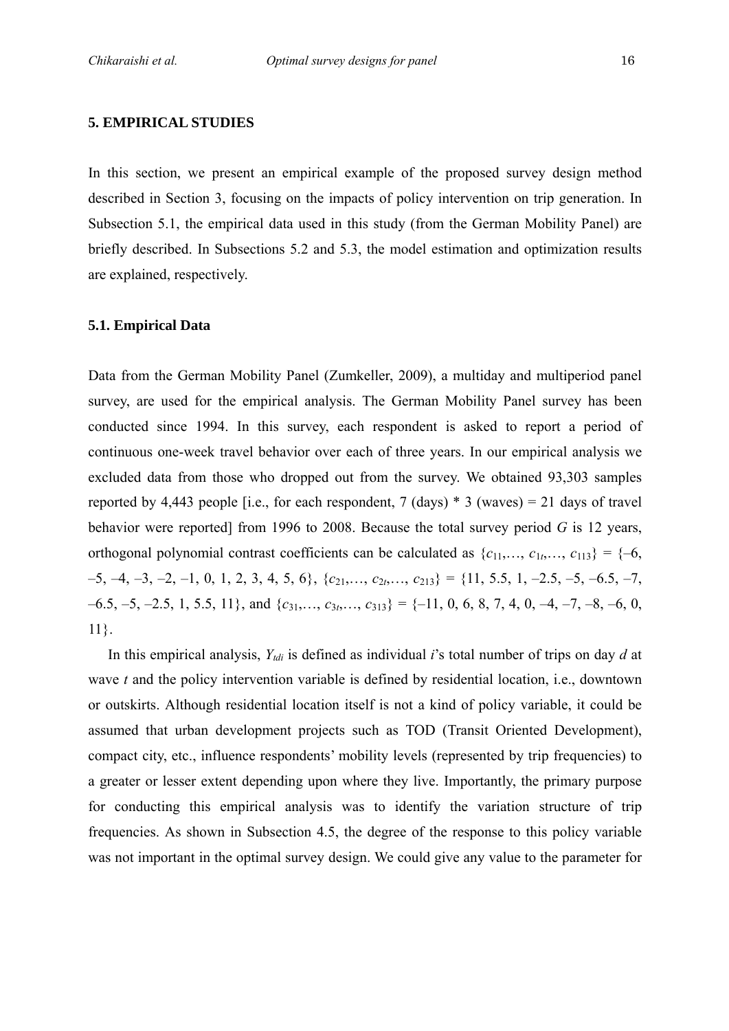## 5. EMPIRICAL STUDIES

In this section, we present an empirical example of the proposed survey design method described in Section 3, focusing on the impacts of policy intervention on trip generation. In Subsection 5.1, the empirical data used in this study (from the German Mobility Panel) are briefly described. In Subsections 5.2 and 5.3, the model estimation and optimization results are explained, respectively.

### 5.1. Empirical Data

Data from the German Mobility Panel (Zumkeller, 2009), a multiday and multiperiod panel survey, are used for the empirical analysis. The German Mobility Panel survey has been conducted since 1994. In this survey, each respondent is asked to report a period of continuous one-week travel behavior over each of three years. In our empirical analysis we excluded data from those who dropped out from the survey. We obtained 93,303 samples reported by 4,443 people [i.e., for each respondent, 7 (days) * 3 (waves) = 21 days of travel behavior were reported] from 1996 to 2008. Because the total survey period $G$ is 12 years, orthogonal polynomial contrast coefficients can be calculated as $\{c_{11},\ldots, c_{1t},\ldots, c_{113}\} = \{-6, -5, -4, -3, -2, -1, 0, 1, 2, 3, 4, 5, 6\}$, $\{c_{21},\ldots, c_{2t},\ldots, c_{213}\} = \{11, 5.5, 1, -2.5, -5, -6.5, -7, -6.5, -5, -2.5, 1, 5.5, 11\}$, and $\{c_{31},\ldots, c_{3t},\ldots, c_{313}\} = \{-11, 0, 6, 8, 7, 4, 0, -4, -7, -8, -6, 0, 11\}$.

In this empirical analysis, $Y_{tdi}$ is defined as individual $i$'s total number of trips on day $d$ at wave $t$ and the policy intervention variable is defined by residential location, i.e., downtown or outskirts. Although residential location itself is not a kind of policy variable, it could be assumed that urban development projects such as TOD (Transit Oriented Development), compact city, etc., influence respondents' mobility levels (represented by trip frequencies) to a greater or lesser extent depending upon where they live. Importantly, the primary purpose for conducting this empirical analysis was to identify the variation structure of trip frequencies. As shown in Subsection 4.5, the degree of the response to this policy variable was not important in the optimal survey design. We could give any value to the parameter for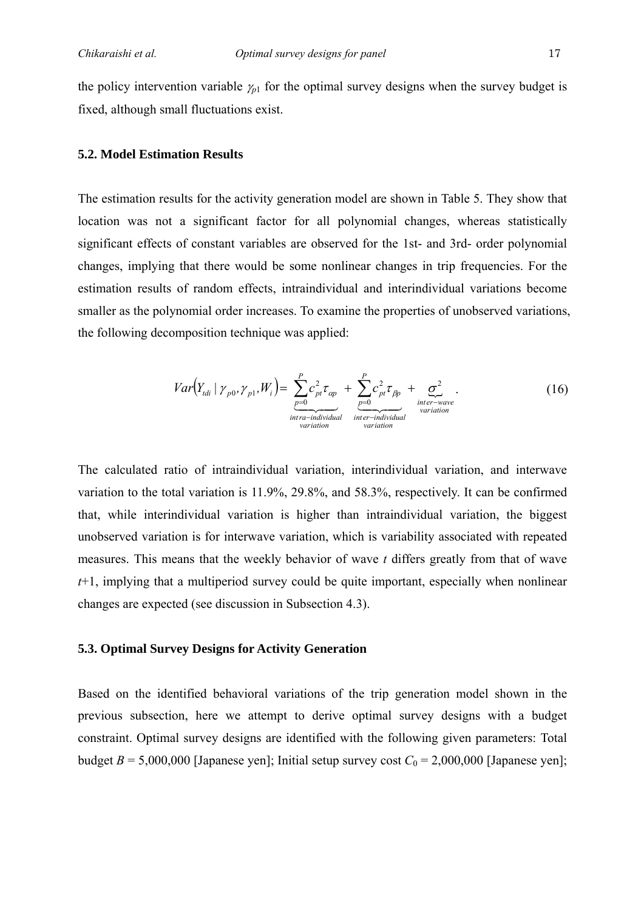the policy intervention variable $\gamma_{p1}$ for the optimal survey designs when the survey budget is fixed, although small fluctuations exist.

### 5.2. Model Estimation Results

The estimation results for the activity generation model are shown in Table 5. They show that location was not a significant factor for all polynomial changes, whereas statistically significant effects of constant variables are observed for the 1st- and 3rd- order polynomial changes, implying that there would be some nonlinear changes in trip frequencies. For the estimation results of random effects, intraindividual and interindividual variations become smaller as the polynomial order increases. To examine the properties of unobserved variations, the following decomposition technique was applied:

$$Var\left(Y_{tdi} \mid \gamma_{p0}, \gamma_{p1}, W_i\right) = \underbrace{\sum_{p=0}^{P} c_{pt}^2 \tau_{\alpha p}}_{\substack{intra-individual \\ variation}} + \underbrace{\sum_{p=0}^{P} c_{pt}^2 \tau_{\beta p}}_{\substack{inter-individual \\ variation}} + \underbrace{\sigma^2}_{\substack{inter-wave \\ variation}} . \tag{16}$$

The calculated ratio of intraindividual variation, interindividual variation, and interwave variation to the total variation is 11.9%, 29.8%, and 58.3%, respectively. It can be confirmed that, while interindividual variation is higher than intraindividual variation, the biggest unobserved variation is for interwave variation, which is variability associated with repeated measures. This means that the weekly behavior of wave $t$ differs greatly from that of wave $t$+1, implying that a multiperiod survey could be quite important, especially when nonlinear changes are expected (see discussion in Subsection 4.3).

### 5.3. Optimal Survey Designs for Activity Generation

Based on the identified behavioral variations of the trip generation model shown in the previous subsection, here we attempt to derive optimal survey designs with a budget constraint. Optimal survey designs are identified with the following given parameters: Total budget $B$ = 5,000,000 [Japanese yen]; Initial setup survey cost $C_0$ = 2,000,000 [Japanese yen];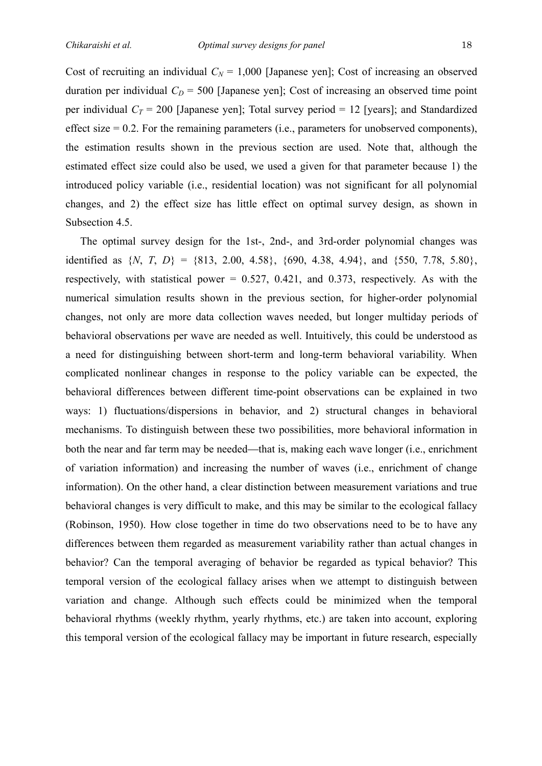Cost of recruiting an individual $C_N$ = 1,000 [Japanese yen]; Cost of increasing an observed duration per individual $C_D$ = 500 [Japanese yen]; Cost of increasing an observed time point per individual $C_T$ = 200 [Japanese yen]; Total survey period = 12 [years]; and Standardized effect size = 0.2. For the remaining parameters (i.e., parameters for unobserved components), the estimation results shown in the previous section are used. Note that, although the estimated effect size could also be used, we used a given for that parameter because 1) the introduced policy variable (i.e., residential location) was not significant for all polynomial changes, and 2) the effect size has little effect on optimal survey design, as shown in Subsection 4.5.

The optimal survey design for the 1st-, 2nd-, and 3rd-order polynomial changes was identified as $\{N, T, D\}$ = {813, 2.00, 4.58}, {690, 4.38, 4.94}, and {550, 7.78, 5.80}, respectively, with statistical power = 0.527, 0.421, and 0.373, respectively. As with the numerical simulation results shown in the previous section, for higher-order polynomial changes, not only are more data collection waves needed, but longer multiday periods of behavioral observations per wave are needed as well. Intuitively, this could be understood as a need for distinguishing between short-term and long-term behavioral variability. When complicated nonlinear changes in response to the policy variable can be expected, the behavioral differences between different time-point observations can be explained in two ways: 1) fluctuations/dispersions in behavior, and 2) structural changes in behavioral mechanisms. To distinguish between these two possibilities, more behavioral information in both the near and far term may be needed—that is, making each wave longer (i.e., enrichment of variation information) and increasing the number of waves (i.e., enrichment of change information). On the other hand, a clear distinction between measurement variations and true behavioral changes is very difficult to make, and this may be similar to the ecological fallacy (Robinson, 1950). How close together in time do two observations need to be to have any differences between them regarded as measurement variability rather than actual changes in behavior? Can the temporal averaging of behavior be regarded as typical behavior? This temporal version of the ecological fallacy arises when we attempt to distinguish between variation and change. Although such effects could be minimized when the temporal behavioral rhythms (weekly rhythm, yearly rhythms, etc.) are taken into account, exploring this temporal version of the ecological fallacy may be important in future research, especially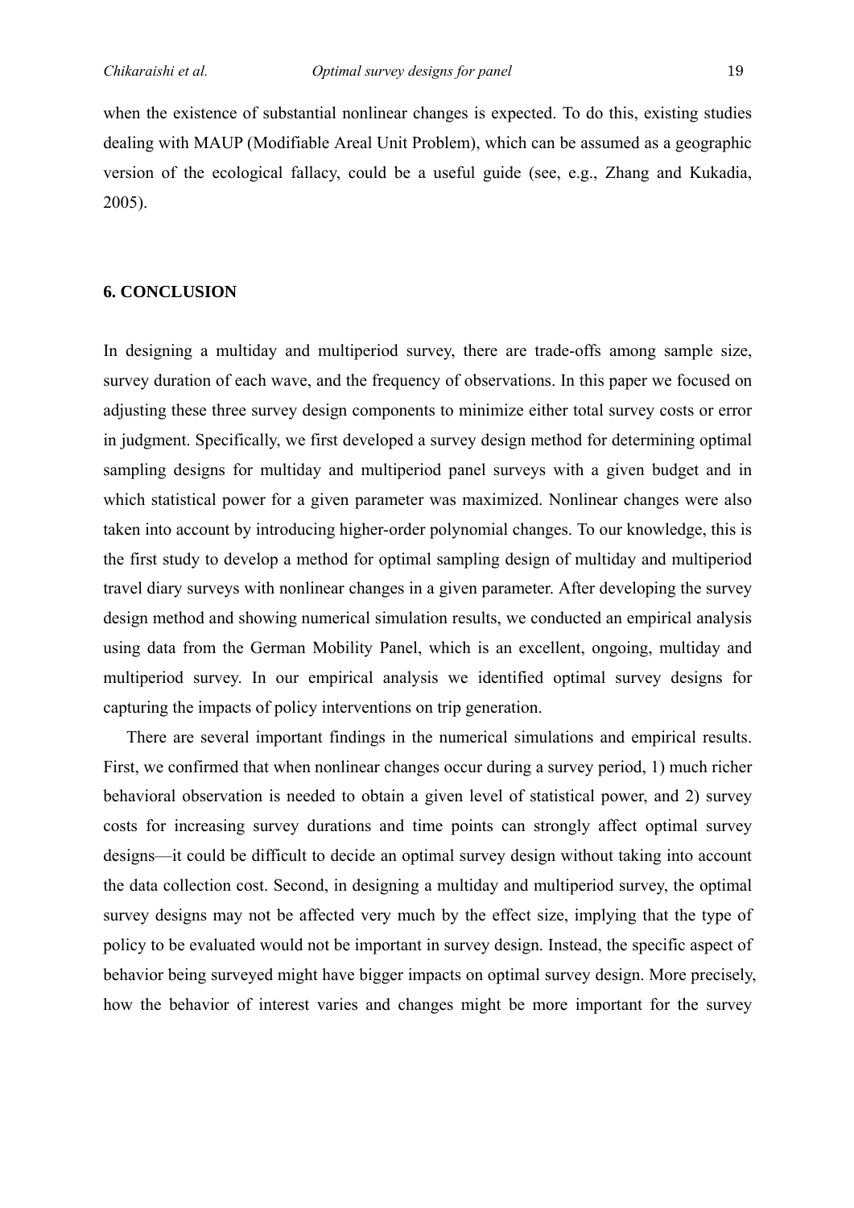when the existence of substantial nonlinear changes is expected. To do this, existing studies dealing with MAUP (Modifiable Areal Unit Problem), which can be assumed as a geographic version of the ecological fallacy, could be a useful guide (see, e.g., Zhang and Kukadia, 2005).

## 6. CONCLUSION

In designing a multiday and multiperiod survey, there are trade-offs among sample size, survey duration of each wave, and the frequency of observations. In this paper we focused on adjusting these three survey design components to minimize either total survey costs or error in judgment. Specifically, we first developed a survey design method for determining optimal sampling designs for multiday and multiperiod panel surveys with a given budget and in which statistical power for a given parameter was maximized. Nonlinear changes were also taken into account by introducing higher-order polynomial changes. To our knowledge, this is the first study to develop a method for optimal sampling design of multiday and multiperiod travel diary surveys with nonlinear changes in a given parameter. After developing the survey design method and showing numerical simulation results, we conducted an empirical analysis using data from the German Mobility Panel, which is an excellent, ongoing, multiday and multiperiod survey. In our empirical analysis we identified optimal survey designs for capturing the impacts of policy interventions on trip generation.

There are several important findings in the numerical simulations and empirical results. First, we confirmed that when nonlinear changes occur during a survey period, 1) much richer behavioral observation is needed to obtain a given level of statistical power, and 2) survey costs for increasing survey durations and time points can strongly affect optimal survey designs—it could be difficult to decide an optimal survey design without taking into account the data collection cost. Second, in designing a multiday and multiperiod survey, the optimal survey designs may not be affected very much by the effect size, implying that the type of policy to be evaluated would not be important in survey design. Instead, the specific aspect of behavior being surveyed might have bigger impacts on optimal survey design. More precisely, how the behavior of interest varies and changes might be more important for the survey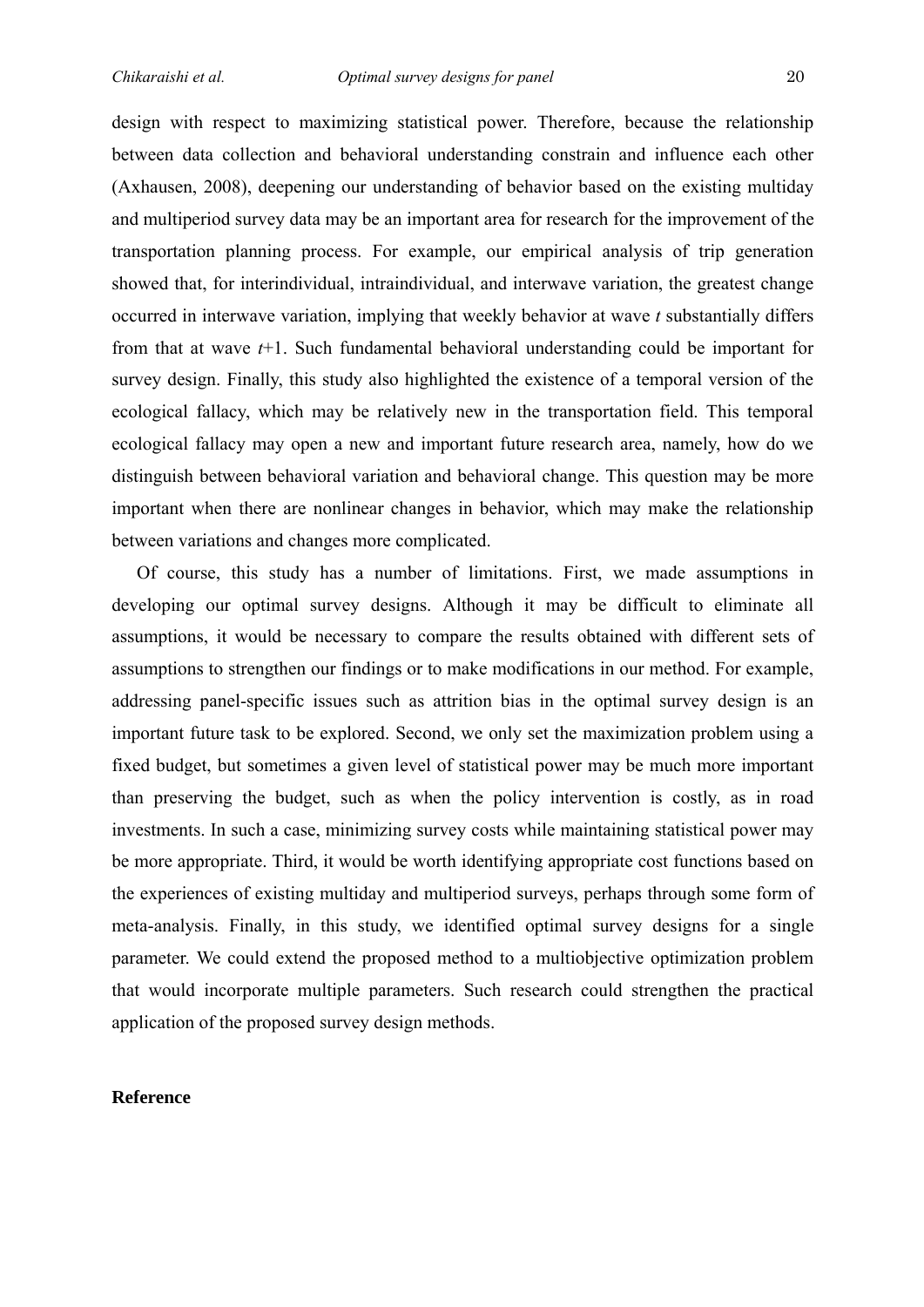design with respect to maximizing statistical power. Therefore, because the relationship between data collection and behavioral understanding constrain and influence each other (Axhausen, 2008), deepening our understanding of behavior based on the existing multiday and multiperiod survey data may be an important area for research for the improvement of the transportation planning process. For example, our empirical analysis of trip generation showed that, for interindividual, intraindividual, and interwave variation, the greatest change occurred in interwave variation, implying that weekly behavior at wave $t$ substantially differs from that at wave $t$+1. Such fundamental behavioral understanding could be important for survey design. Finally, this study also highlighted the existence of a temporal version of the ecological fallacy, which may be relatively new in the transportation field. This temporal ecological fallacy may open a new and important future research area, namely, how do we distinguish between behavioral variation and behavioral change. This question may be more important when there are nonlinear changes in behavior, which may make the relationship between variations and changes more complicated.

Of course, this study has a number of limitations. First, we made assumptions in developing our optimal survey designs. Although it may be difficult to eliminate all assumptions, it would be necessary to compare the results obtained with different sets of assumptions to strengthen our findings or to make modifications in our method. For example, addressing panel-specific issues such as attrition bias in the optimal survey design is an important future task to be explored. Second, we only set the maximization problem using a fixed budget, but sometimes a given level of statistical power may be much more important than preserving the budget, such as when the policy intervention is costly, as in road investments. In such a case, minimizing survey costs while maintaining statistical power may be more appropriate. Third, it would be worth identifying appropriate cost functions based on the experiences of existing multiday and multiperiod surveys, perhaps through some form of meta-analysis. Finally, in this study, we identified optimal survey designs for a single parameter. We could extend the proposed method to a multiobjective optimization problem that would incorporate multiple parameters. Such research could strengthen the practical application of the proposed survey design methods.

## Reference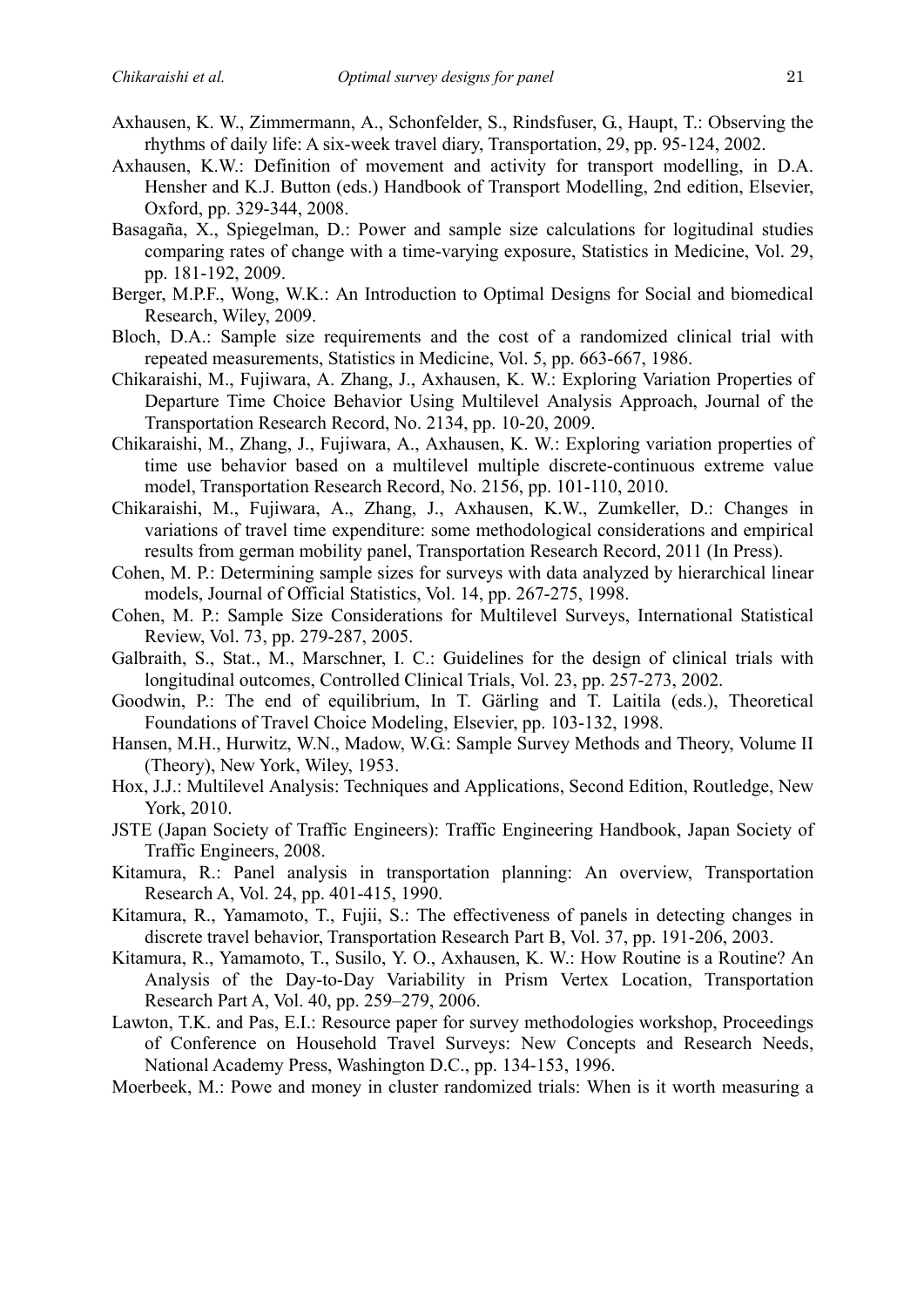Axhausen, K. W., Zimmermann, A., Schonfelder, S., Rindsfuser, G., Haupt, T.: Observing the rhythms of daily life: A six-week travel diary, Transportation, 29, pp. 95-124, 2002.

Axhausen, K.W.: Definition of movement and activity for transport modelling, in D.A. Hensher and K.J. Button (eds.) Handbook of Transport Modelling, 2nd edition, Elsevier, Oxford, pp. 329-344, 2008.

Basagaña, X., Spiegelman, D.: Power and sample size calculations for logitudinal studies comparing rates of change with a time-varying exposure, Statistics in Medicine, Vol. 29, pp. 181-192, 2009.

Berger, M.P.F., Wong, W.K.: An Introduction to Optimal Designs for Social and biomedical Research, Wiley, 2009.

Bloch, D.A.: Sample size requirements and the cost of a randomized clinical trial with repeated measurements, Statistics in Medicine, Vol. 5, pp. 663-667, 1986.

Chikaraishi, M., Fujiwara, A. Zhang, J., Axhausen, K. W.: Exploring Variation Properties of Departure Time Choice Behavior Using Multilevel Analysis Approach, Journal of the Transportation Research Record, No. 2134, pp. 10-20, 2009.

Chikaraishi, M., Zhang, J., Fujiwara, A., Axhausen, K. W.: Exploring variation properties of time use behavior based on a multilevel multiple discrete-continuous extreme value model, Transportation Research Record, No. 2156, pp. 101-110, 2010.

Chikaraishi, M., Fujiwara, A., Zhang, J., Axhausen, K.W., Zumkeller, D.: Changes in variations of travel time expenditure: some methodological considerations and empirical results from german mobility panel, Transportation Research Record, 2011 (In Press).

Cohen, M. P.: Determining sample sizes for surveys with data analyzed by hierarchical linear models, Journal of Official Statistics, Vol. 14, pp. 267-275, 1998.

Cohen, M. P.: Sample Size Considerations for Multilevel Surveys, International Statistical Review, Vol. 73, pp. 279-287, 2005.

Galbraith, S., Stat., M., Marschner, I. C.: Guidelines for the design of clinical trials with longitudinal outcomes, Controlled Clinical Trials, Vol. 23, pp. 257-273, 2002.

Goodwin, P.: The end of equilibrium, In T. Gärling and T. Laitila (eds.), Theoretical Foundations of Travel Choice Modeling, Elsevier, pp. 103-132, 1998.

Hansen, M.H., Hurwitz, W.N., Madow, W.G.: Sample Survey Methods and Theory, Volume II (Theory), New York, Wiley, 1953.

Hox, J.J.: Multilevel Analysis: Techniques and Applications, Second Edition, Routledge, New York, 2010.

JSTE (Japan Society of Traffic Engineers): Traffic Engineering Handbook, Japan Society of Traffic Engineers, 2008.

Kitamura, R.: Panel analysis in transportation planning: An overview, Transportation Research A, Vol. 24, pp. 401-415, 1990.

Kitamura, R., Yamamoto, T., Fujii, S.: The effectiveness of panels in detecting changes in discrete travel behavior, Transportation Research Part B, Vol. 37, pp. 191-206, 2003.

Kitamura, R., Yamamoto, T., Susilo, Y. O., Axhausen, K. W.: How Routine is a Routine? An Analysis of the Day-to-Day Variability in Prism Vertex Location, Transportation Research Part A, Vol. 40, pp. 259–279, 2006.

Lawton, T.K. and Pas, E.I.: Resource paper for survey methodologies workshop, Proceedings of Conference on Household Travel Surveys: New Concepts and Research Needs, National Academy Press, Washington D.C., pp. 134-153, 1996.

Moerbeek, M.: Powe and money in cluster randomized trials: When is it worth measuring a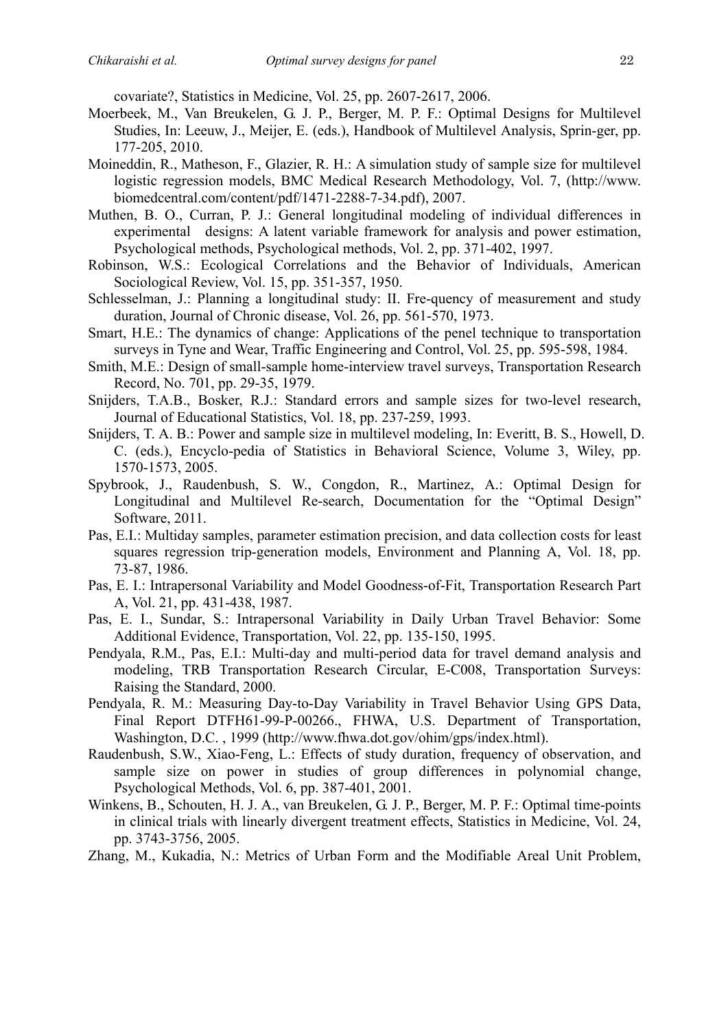covariate?, Statistics in Medicine, Vol. 25, pp. 2607-2617, 2006.

Moerbeek, M., Van Breukelen, G. J. P., Berger, M. P. F.: Optimal Designs for Multilevel Studies, In: Leeuw, J., Meijer, E. (eds.), Handbook of Multilevel Analysis, Sprin-ger, pp. 177-205, 2010.

Moineddin, R., Matheson, F., Glazier, R. H.: A simulation study of sample size for multilevel logistic regression models, BMC Medical Research Methodology, Vol. 7, (http://www.biomedcentral.com/content/pdf/1471-2288-7-34.pdf), 2007.

Muthen, B. O., Curran, P. J.: General longitudinal modeling of individual differences in experimental designs: A latent variable framework for analysis and power estimation, Psychological methods, Psychological methods, Vol. 2, pp. 371-402, 1997.

Robinson, W.S.: Ecological Correlations and the Behavior of Individuals, American Sociological Review, Vol. 15, pp. 351-357, 1950.

Schlesselman, J.: Planning a longitudinal study: II. Fre-quency of measurement and study duration, Journal of Chronic disease, Vol. 26, pp. 561-570, 1973.

Smart, H.E.: The dynamics of change: Applications of the penel technique to transportation surveys in Tyne and Wear, Traffic Engineering and Control, Vol. 25, pp. 595-598, 1984.

Smith, M.E.: Design of small-sample home-interview travel surveys, Transportation Research Record, No. 701, pp. 29-35, 1979.

Snijders, T.A.B., Bosker, R.J.: Standard errors and sample sizes for two-level research, Journal of Educational Statistics, Vol. 18, pp. 237-259, 1993.

Snijders, T. A. B.: Power and sample size in multilevel modeling, In: Everitt, B. S., Howell, D. C. (eds.), Encyclo-pedia of Statistics in Behavioral Science, Volume 3, Wiley, pp. 1570-1573, 2005.

Spybrook, J., Raudenbush, S. W., Congdon, R., Martinez, A.: Optimal Design for Longitudinal and Multilevel Re-search, Documentation for the "Optimal Design" Software, 2011.

Pas, E.I.: Multiday samples, parameter estimation precision, and data collection costs for least squares regression trip-generation models, Environment and Planning A, Vol. 18, pp. 73-87, 1986.

Pas, E. I.: Intrapersonal Variability and Model Goodness-of-Fit, Transportation Research Part A, Vol. 21, pp. 431-438, 1987.

Pas, E. I., Sundar, S.: Intrapersonal Variability in Daily Urban Travel Behavior: Some Additional Evidence, Transportation, Vol. 22, pp. 135-150, 1995.

Pendyala, R.M., Pas, E.I.: Multi-day and multi-period data for travel demand analysis and modeling, TRB Transportation Research Circular, E-C008, Transportation Surveys: Raising the Standard, 2000.

Pendyala, R. M.: Measuring Day-to-Day Variability in Travel Behavior Using GPS Data, Final Report DTFH61-99-P-00266., FHWA, U.S. Department of Transportation, Washington, D.C. , 1999 (http://www.fhwa.dot.gov/ohim/gps/index.html).

Raudenbush, S.W., Xiao-Feng, L.: Effects of study duration, frequency of observation, and sample size on power in studies of group differences in polynomial change, Psychological Methods, Vol. 6, pp. 387-401, 2001.

Winkens, B., Schouten, H. J. A., van Breukelen, G. J. P., Berger, M. P. F.: Optimal time-points in clinical trials with linearly divergent treatment effects, Statistics in Medicine, Vol. 24, pp. 3743-3756, 2005.

Zhang, M., Kukadia, N.: Metrics of Urban Form and the Modifiable Areal Unit Problem,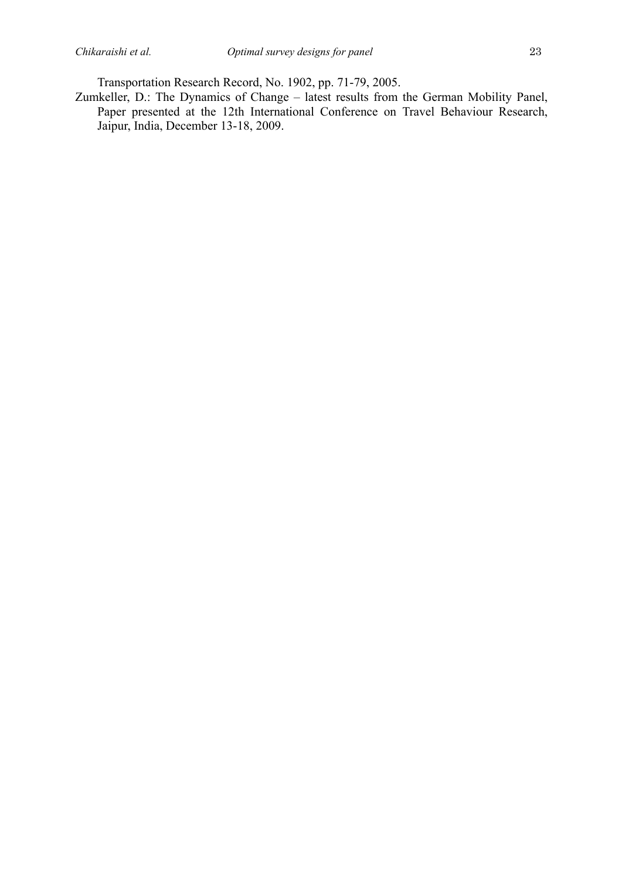Transportation Research Record, No. 1902, pp. 71-79, 2005.

Zumkeller, D.: The Dynamics of Change – latest results from the German Mobility Panel, Paper presented at the 12th International Conference on Travel Behaviour Research, Jaipur, India, December 13-18, 2009.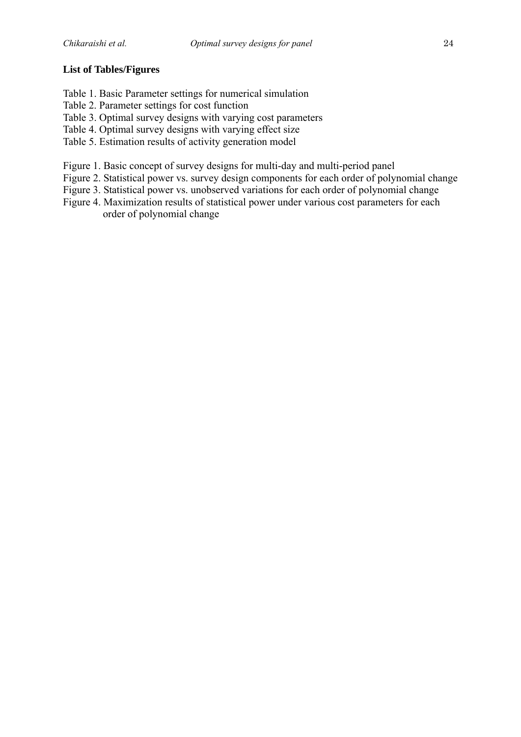**List of Tables/Figures**

Table 1. Basic Parameter settings for numerical simulation
Table 2. Parameter settings for cost function
Table 3. Optimal survey designs with varying cost parameters
Table 4. Optimal survey designs with varying effect size
Table 5. Estimation results of activity generation model

Figure 1. Basic concept of survey designs for multi-day and multi-period panel
Figure 2. Statistical power vs. survey design components for each order of polynomial change
Figure 3. Statistical power vs. unobserved variations for each order of polynomial change
Figure 4. Maximization results of statistical power under various cost parameters for each order of polynomial change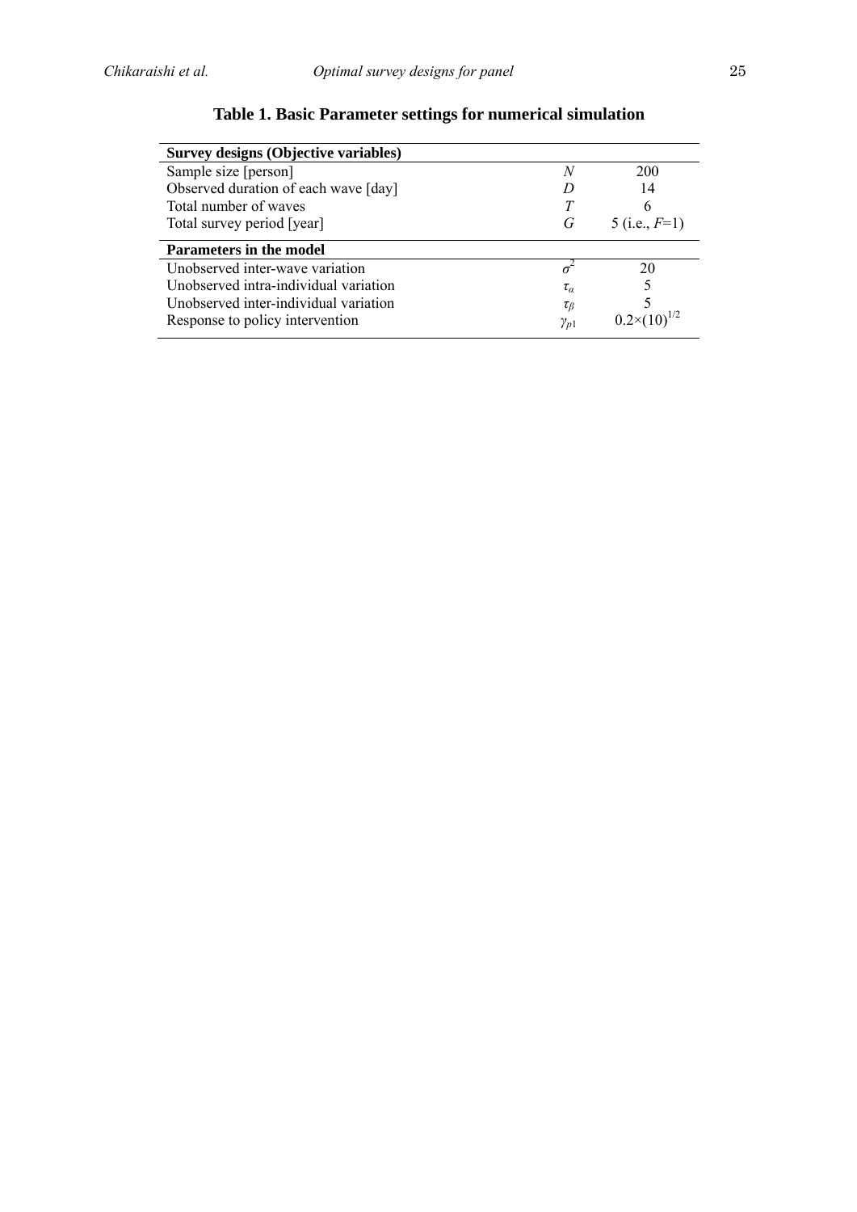**Table 1. Basic Parameter settings for numerical simulation**

| **Survey designs (Objective variables)** | | |
|---|---|---|
| Sample size [person] | $N$ | 200 |
| Observed duration of each wave [day] | $D$ | 14 |
| Total number of waves | $T$ | 6 |
| Total survey period [year] | $G$ | 5 (i.e., $F$=1) |
| **Parameters in the model** | | |
| Unobserved inter-wave variation | $\sigma^2$ | 20 |
| Unobserved intra-individual variation | $\tau_\alpha$ | 5 |
| Unobserved inter-individual variation | $\tau_\beta$ | 5 |
| Response to policy intervention | $\gamma_{p1}$ | $0.2\times(10)^{1/2}$ |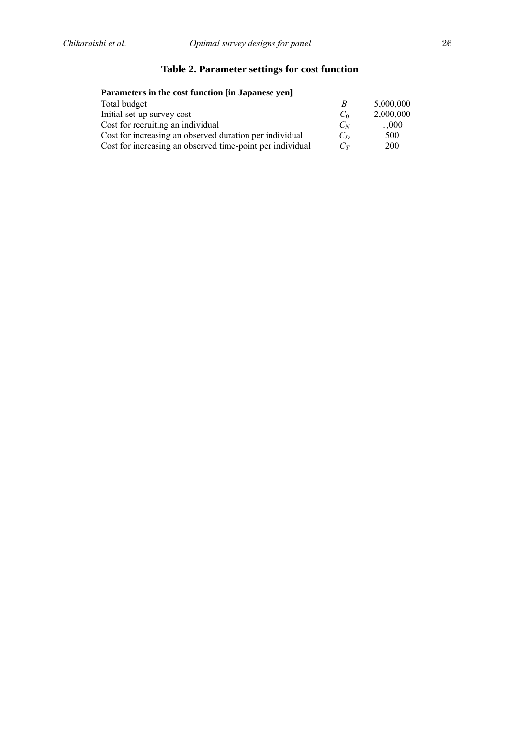**Table 2. Parameter settings for cost function**

| **Parameters in the cost function [in Japanese yen]** | | |
|---|---|---|
| Total budget | $B$ | 5,000,000 |
| Initial set-up survey cost | $C_0$ | 2,000,000 |
| Cost for recruiting an individual | $C_N$ | 1,000 |
| Cost for increasing an observed duration per individual | $C_D$ | 500 |
| Cost for increasing an observed time-point per individual | $C_T$ | 200 |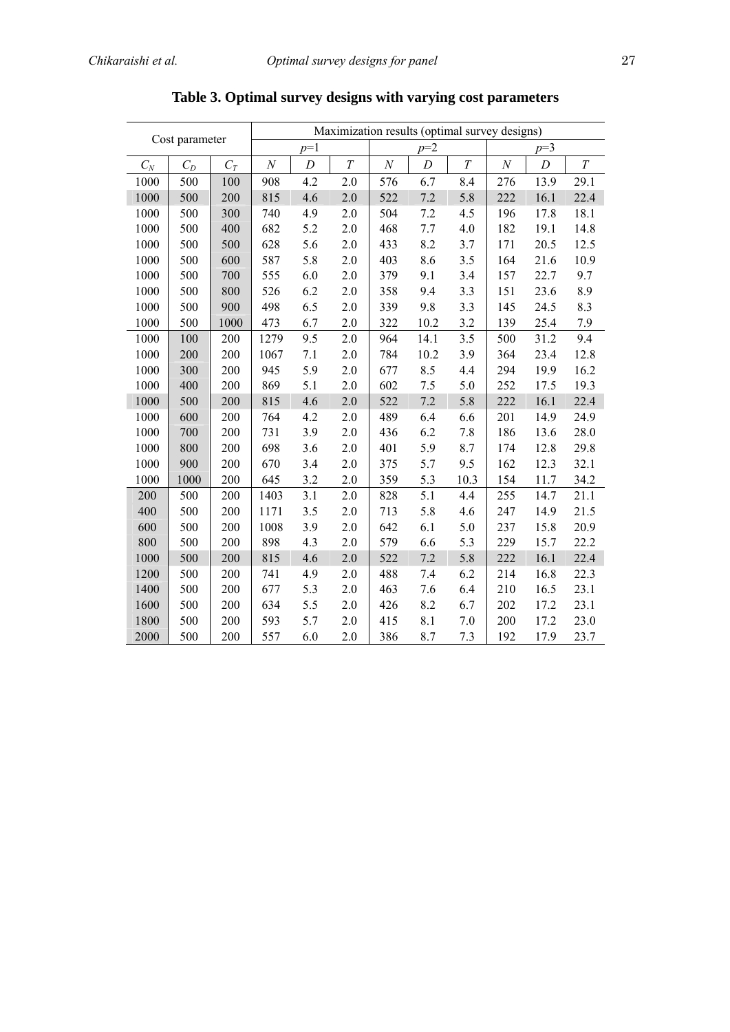**Table 3. Optimal survey designs with varying cost parameters**

| Cost parameter | | | Maximization results (optimal survey designs) | | | | | | | | |
|---|---|---|---|---|---|---|---|---|---|---|---|
| | | | $p$=1 | | | $p$=2 | | | $p$=3 | | |
| $C_N$ | $C_D$ | $C_T$ | $N$ | $D$ | $T$ | $N$ | $D$ | $T$ | $N$ | $D$ | $T$ |
| 1000 | 500 | 100 | 908 | 4.2 | 2.0 | 576 | 6.7 | 8.4 | 276 | 13.9 | 29.1 |
| 1000 | 500 | 200 | 815 | 4.6 | 2.0 | 522 | 7.2 | 5.8 | 222 | 16.1 | 22.4 |
| 1000 | 500 | 300 | 740 | 4.9 | 2.0 | 504 | 7.2 | 4.5 | 196 | 17.8 | 18.1 |
| 1000 | 500 | 400 | 682 | 5.2 | 2.0 | 468 | 7.7 | 4.0 | 182 | 19.1 | 14.8 |
| 1000 | 500 | 500 | 628 | 5.6 | 2.0 | 433 | 8.2 | 3.7 | 171 | 20.5 | 12.5 |
| 1000 | 500 | 600 | 587 | 5.8 | 2.0 | 403 | 8.6 | 3.5 | 164 | 21.6 | 10.9 |
| 1000 | 500 | 700 | 555 | 6.0 | 2.0 | 379 | 9.1 | 3.4 | 157 | 22.7 | 9.7 |
| 1000 | 500 | 800 | 526 | 6.2 | 2.0 | 358 | 9.4 | 3.3 | 151 | 23.6 | 8.9 |
| 1000 | 500 | 900 | 498 | 6.5 | 2.0 | 339 | 9.8 | 3.3 | 145 | 24.5 | 8.3 |
| 1000 | 500 | 1000 | 473 | 6.7 | 2.0 | 322 | 10.2 | 3.2 | 139 | 25.4 | 7.9 |
| 1000 | 100 | 200 | 1279 | 9.5 | 2.0 | 964 | 14.1 | 3.5 | 500 | 31.2 | 9.4 |
| 1000 | 200 | 200 | 1067 | 7.1 | 2.0 | 784 | 10.2 | 3.9 | 364 | 23.4 | 12.8 |
| 1000 | 300 | 200 | 945 | 5.9 | 2.0 | 677 | 8.5 | 4.4 | 294 | 19.9 | 16.2 |
| 1000 | 400 | 200 | 869 | 5.1 | 2.0 | 602 | 7.5 | 5.0 | 252 | 17.5 | 19.3 |
| 1000 | 500 | 200 | 815 | 4.6 | 2.0 | 522 | 7.2 | 5.8 | 222 | 16.1 | 22.4 |
| 1000 | 600 | 200 | 764 | 4.2 | 2.0 | 489 | 6.4 | 6.6 | 201 | 14.9 | 24.9 |
| 1000 | 700 | 200 | 731 | 3.9 | 2.0 | 436 | 6.2 | 7.8 | 186 | 13.6 | 28.0 |
| 1000 | 800 | 200 | 698 | 3.6 | 2.0 | 401 | 5.9 | 8.7 | 174 | 12.8 | 29.8 |
| 1000 | 900 | 200 | 670 | 3.4 | 2.0 | 375 | 5.7 | 9.5 | 162 | 12.3 | 32.1 |
| 1000 | 1000 | 200 | 645 | 3.2 | 2.0 | 359 | 5.3 | 10.3 | 154 | 11.7 | 34.2 |
| 200 | 500 | 200 | 1403 | 3.1 | 2.0 | 828 | 5.1 | 4.4 | 255 | 14.7 | 21.1 |
| 400 | 500 | 200 | 1171 | 3.5 | 2.0 | 713 | 5.8 | 4.6 | 247 | 14.9 | 21.5 |
| 600 | 500 | 200 | 1008 | 3.9 | 2.0 | 642 | 6.1 | 5.0 | 237 | 15.8 | 20.9 |
| 800 | 500 | 200 | 898 | 4.3 | 2.0 | 579 | 6.6 | 5.3 | 229 | 15.7 | 22.2 |
| 1000 | 500 | 200 | 815 | 4.6 | 2.0 | 522 | 7.2 | 5.8 | 222 | 16.1 | 22.4 |
| 1200 | 500 | 200 | 741 | 4.9 | 2.0 | 488 | 7.4 | 6.2 | 214 | 16.8 | 22.3 |
| 1400 | 500 | 200 | 677 | 5.3 | 2.0 | 463 | 7.6 | 6.4 | 210 | 16.5 | 23.1 |
| 1600 | 500 | 200 | 634 | 5.5 | 2.0 | 426 | 8.2 | 6.7 | 202 | 17.2 | 23.1 |
| 1800 | 500 | 200 | 593 | 5.7 | 2.0 | 415 | 8.1 | 7.0 | 200 | 17.2 | 23.0 |
| 2000 | 500 | 200 | 557 | 6.0 | 2.0 | 386 | 8.7 | 7.3 | 192 | 17.9 | 23.7 |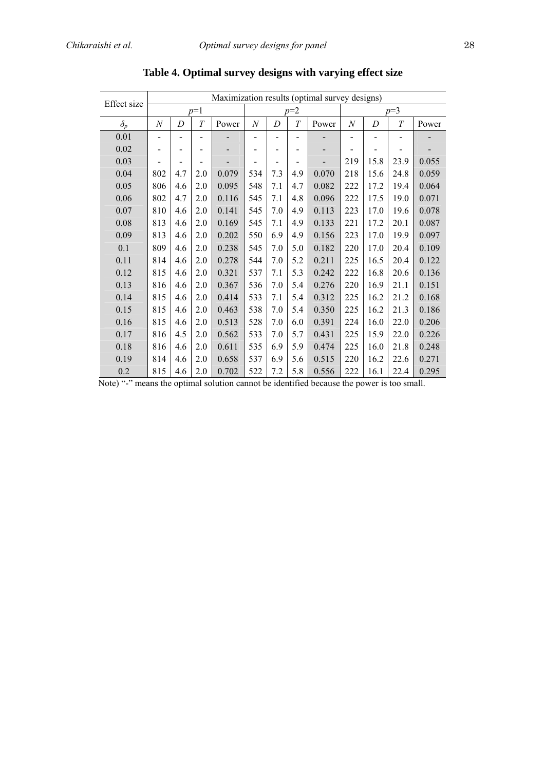**Table 4. Optimal survey designs with varying effect size**

| Effect size | Maximization results (optimal survey designs) | | | | | | | | | | | |
|---|---|---|---|---|---|---|---|---|---|---|---|---|
| | $p$=1 | | | | $p$=2 | | | | $p$=3 | | | |
| $\delta_p$ | $N$ | $D$ | $T$ | Power | $N$ | $D$ | $T$ | Power | $N$ | $D$ | $T$ | Power |
| 0.01 | - | - | - | - | - | - | - | - | - | - | - | - |
| 0.02 | - | - | - | - | - | - | - | - | - | - | - | - |
| 0.03 | - | - | - | - | - | - | - | - | 219 | 15.8 | 23.9 | 0.055 |
| 0.04 | 802 | 4.7 | 2.0 | 0.079 | 534 | 7.3 | 4.9 | 0.070 | 218 | 15.6 | 24.8 | 0.059 |
| 0.05 | 806 | 4.6 | 2.0 | 0.095 | 548 | 7.1 | 4.7 | 0.082 | 222 | 17.2 | 19.4 | 0.064 |
| 0.06 | 802 | 4.7 | 2.0 | 0.116 | 545 | 7.1 | 4.8 | 0.096 | 222 | 17.5 | 19.0 | 0.071 |
| 0.07 | 810 | 4.6 | 2.0 | 0.141 | 545 | 7.0 | 4.9 | 0.113 | 223 | 17.0 | 19.6 | 0.078 |
| 0.08 | 813 | 4.6 | 2.0 | 0.169 | 545 | 7.1 | 4.9 | 0.133 | 221 | 17.2 | 20.1 | 0.087 |
| 0.09 | 813 | 4.6 | 2.0 | 0.202 | 550 | 6.9 | 4.9 | 0.156 | 223 | 17.0 | 19.9 | 0.097 |
| 0.1 | 809 | 4.6 | 2.0 | 0.238 | 545 | 7.0 | 5.0 | 0.182 | 220 | 17.0 | 20.4 | 0.109 |
| 0.11 | 814 | 4.6 | 2.0 | 0.278 | 544 | 7.0 | 5.2 | 0.211 | 225 | 16.5 | 20.4 | 0.122 |
| 0.12 | 815 | 4.6 | 2.0 | 0.321 | 537 | 7.1 | 5.3 | 0.242 | 222 | 16.8 | 20.6 | 0.136 |
| 0.13 | 816 | 4.6 | 2.0 | 0.367 | 536 | 7.0 | 5.4 | 0.276 | 220 | 16.9 | 21.1 | 0.151 |
| 0.14 | 815 | 4.6 | 2.0 | 0.414 | 533 | 7.1 | 5.4 | 0.312 | 225 | 16.2 | 21.2 | 0.168 |
| 0.15 | 815 | 4.6 | 2.0 | 0.463 | 538 | 7.0 | 5.4 | 0.350 | 225 | 16.2 | 21.3 | 0.186 |
| 0.16 | 815 | 4.6 | 2.0 | 0.513 | 528 | 7.0 | 6.0 | 0.391 | 224 | 16.0 | 22.0 | 0.206 |
| 0.17 | 816 | 4.5 | 2.0 | 0.562 | 533 | 7.0 | 5.7 | 0.431 | 225 | 15.9 | 22.0 | 0.226 |
| 0.18 | 816 | 4.6 | 2.0 | 0.611 | 535 | 6.9 | 5.9 | 0.474 | 225 | 16.0 | 21.8 | 0.248 |
| 0.19 | 814 | 4.6 | 2.0 | 0.658 | 537 | 6.9 | 5.6 | 0.515 | 220 | 16.2 | 22.6 | 0.271 |
| 0.2 | 815 | 4.6 | 2.0 | 0.702 | 522 | 7.2 | 5.8 | 0.556 | 222 | 16.1 | 22.4 | 0.295 |

Note) "-" means the optimal solution cannot be identified because the power is too small.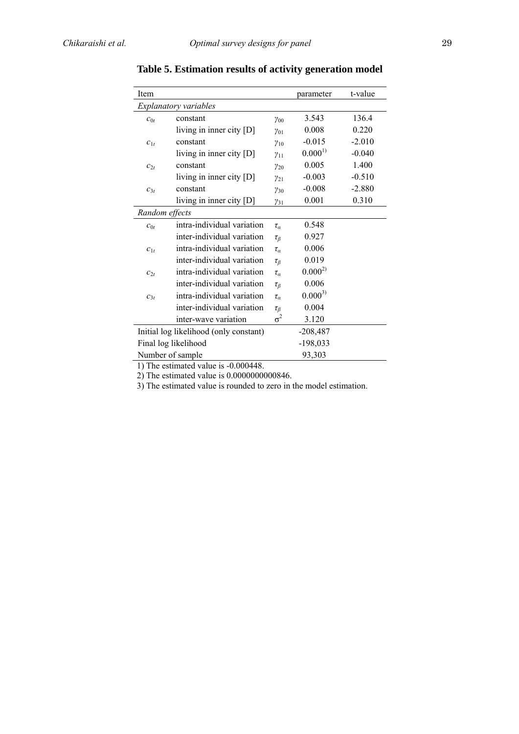**Table 5. Estimation results of activity generation model**

| Item | | | parameter | t-value |
|---|---|---|---|---|
| *Explanatory variables* | | | | |
| $c_{0t}$ | constant | $\gamma_{00}$ | 3.543 | 136.4 |
| | living in inner city [D] | $\gamma_{01}$ | 0.008 | 0.220 |
| $c_{1t}$ | constant | $\gamma_{10}$ | -0.015 | -2.010 |
| | living in inner city [D] | $\gamma_{11}$ | 0.000[1)] | -0.040 |
| $c_{2t}$ | constant | $\gamma_{20}$ | 0.005 | 1.400 |
| | living in inner city [D] | $\gamma_{21}$ | -0.003 | -0.510 |
| $c_{3t}$ | constant | $\gamma_{30}$ | -0.008 | -2.880 |
| | living in inner city [D] | $\gamma_{31}$ | 0.001 | 0.310 |
| *Random effects* | | | | |
| $c_{0t}$ | intra-individual variation | $\tau_{\alpha}$ | 0.548 | |
| | inter-individual variation | $\tau_{\beta}$ | 0.927 | |
| $c_{1t}$ | intra-individual variation | $\tau_{\alpha}$ | 0.006 | |
| | inter-individual variation | $\tau_{\beta}$ | 0.019 | |
| $c_{2t}$ | intra-individual variation | $\tau_{\alpha}$ | 0.000[2)] | |
| | inter-individual variation | $\tau_{\beta}$ | 0.006 | |
| $c_{3t}$ | intra-individual variation | $\tau_{\alpha}$ | 0.000[3)] | |
| | inter-individual variation | $\tau_{\beta}$ | 0.004 | |
| | inter-wave variation | $\sigma^2$ | 3.120 | |
| Initial log likelihood (only constant) | | | -208,487 | |
| Final log likelihood | | | -198,033 | |
| Number of sample | | | 93,303 | |

1) The estimated value is -0.000448.

2) The estimated value is 0.0000000000846.

3) The estimated value is rounded to zero in the model estimation.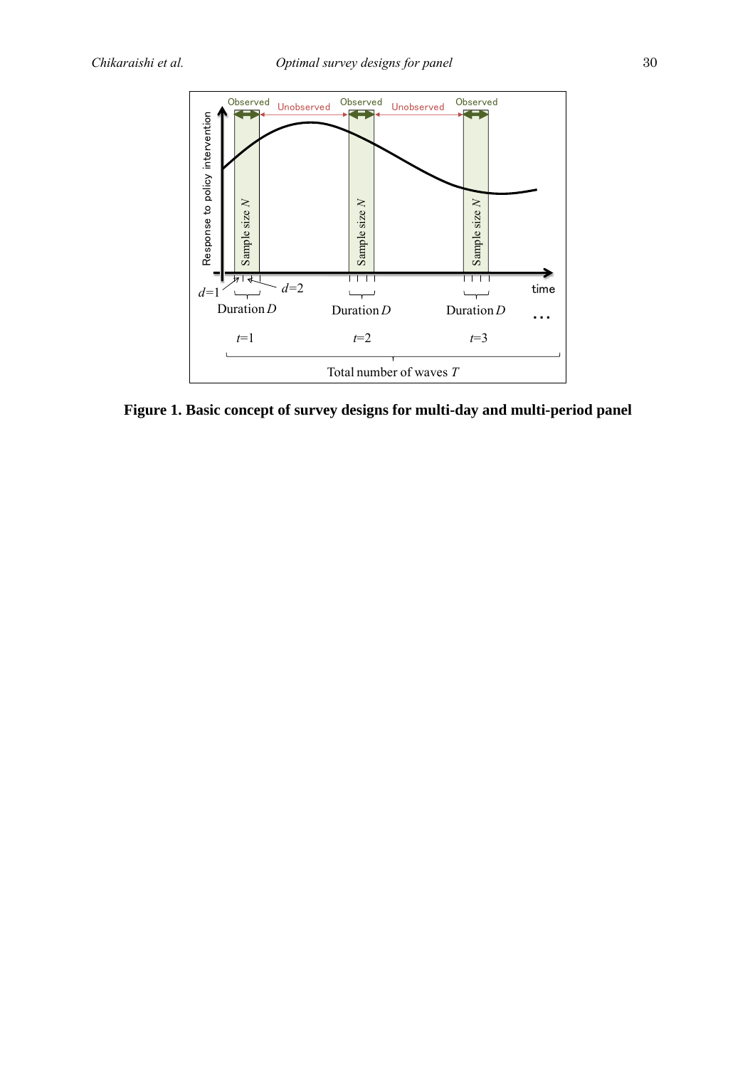**Figure 1. Basic concept of survey designs for multi-day and multi-period panel**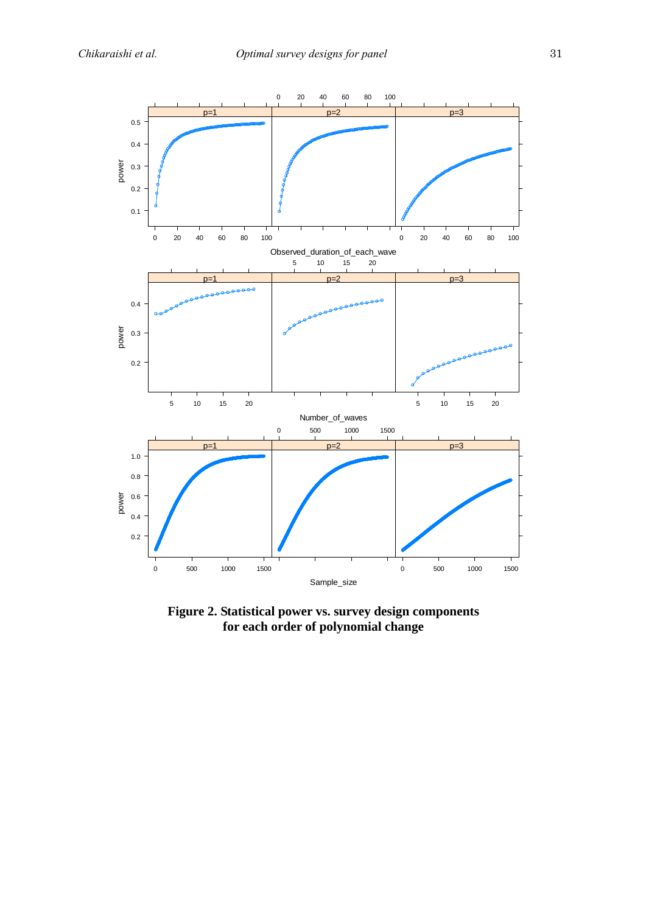**Figure 2. Statistical power vs. survey design components for each order of polynomial change**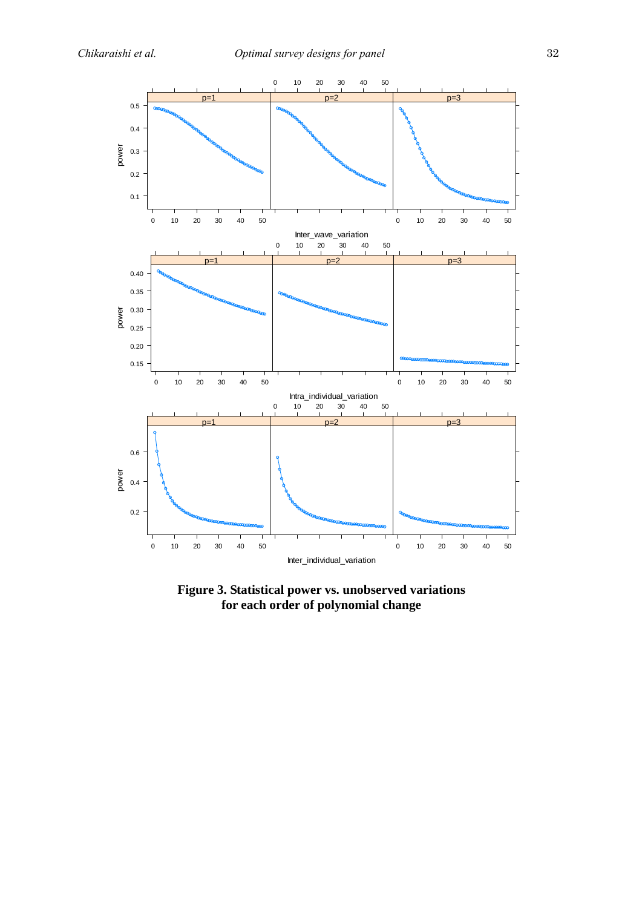**Figure 3. Statistical power vs. unobserved variations for each order of polynomial change**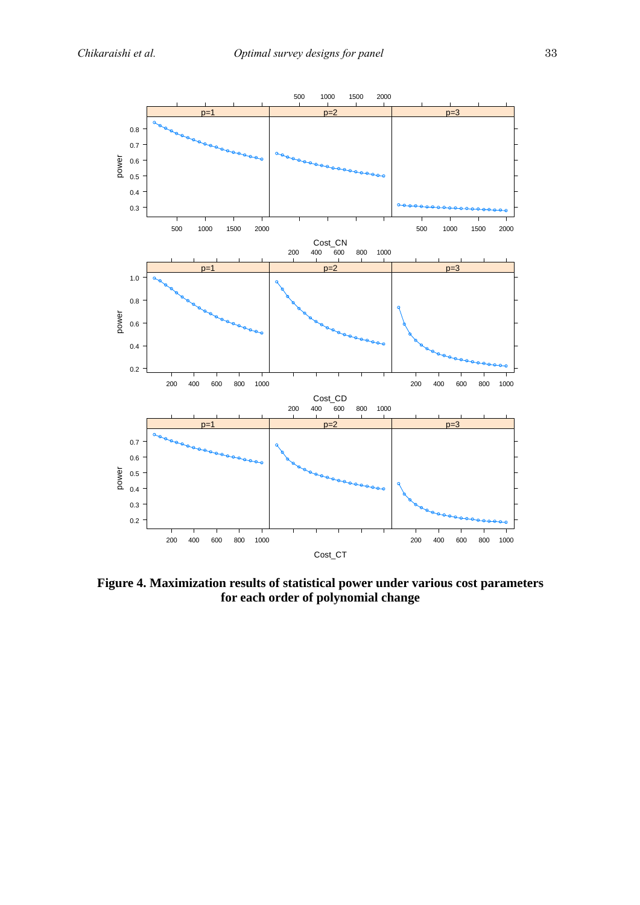p=1

p=2

p=3

power

0.8

0.7

0.6

0.5

0.4

0.3

500 1000 1500 2000

Cost_CN

p=1

p=2

p=3

power

1.0

0.8

0.6

0.4

0.2

200 400 600 800 1000

Cost_CD

p=1

p=2

p=3

power

0.7

0.6

0.5

0.4

0.3

0.2

200 400 600 800 1000

Cost_CT

**Figure 4. Maximization results of statistical power under various cost parameters for each order of polynomial change**